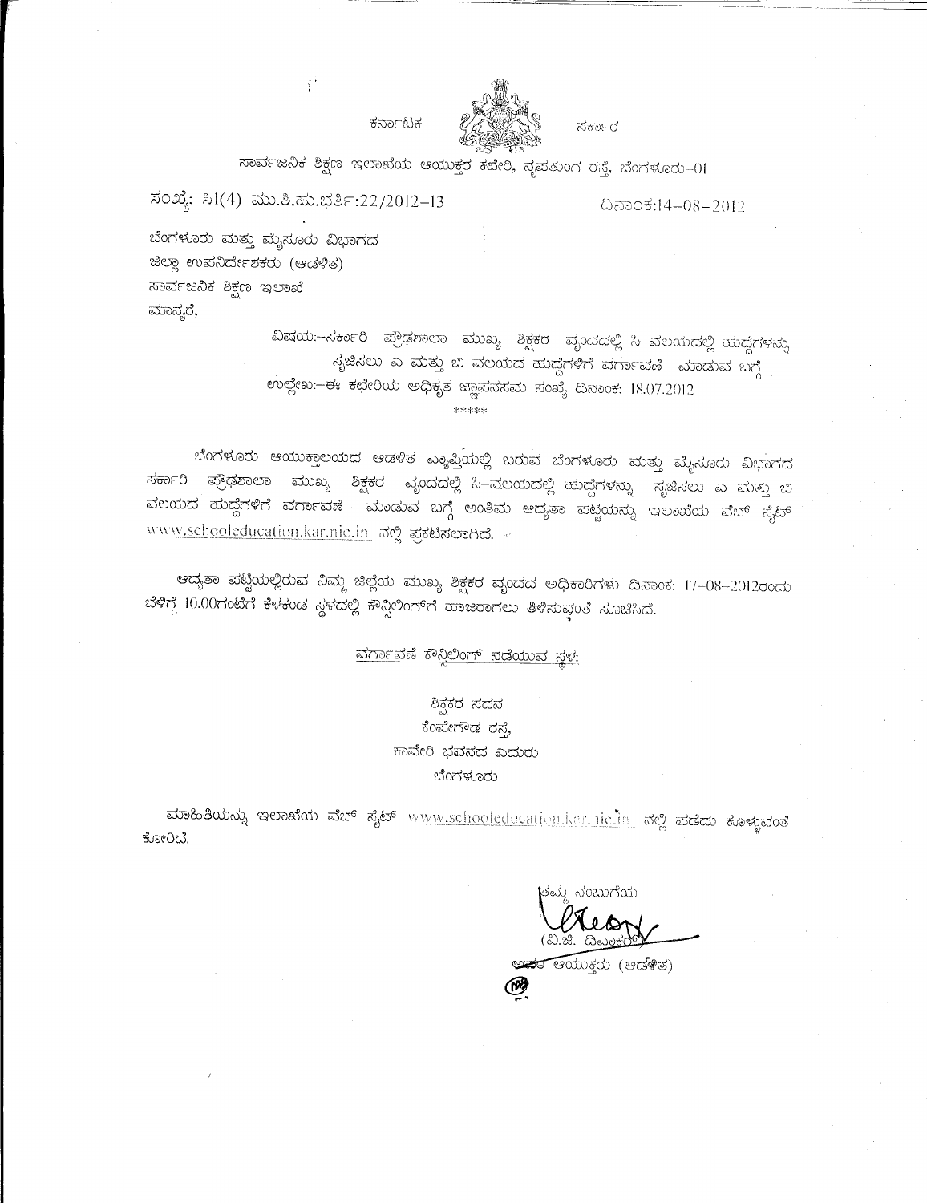ಕರ್ನಾಟಕ ಸರ್ಕಾರ

ಸಾರ್ವಜನಿಕ ಶಿಕ್ಷಣ ಇಲಾಖೆಯ ಆಯುಕ್ತರ ಕಛೇರಿ, ನೃಪತುಂಗ ರಸ್ತೆ, ಬೆಂಗಳೂರು-01

ಸಂಖ್ಯೆ: ಸಿ1(4) ಮು.ಶಿ.ಹು.ಭರ್ತಿ:22/2012-13 ದಿನಾಂಕ:14-08-2012

ಬೆಂಗಳೂರು ಮತ್ತು ಮೈಸೂರು ವಿಭಾಗದ
ಜಿಲ್ಲಾ ಉಪನಿರ್ದೇಶಕರು (ಆಡಳಿತ)
ಸಾರ್ವಜನಿಕ ಶಿಕ್ಷಣ ಇಲಾಖೆ
ಮಾನ್ಯರೆ,

ವಿಷಯ:-ಸರ್ಕಾರಿ ಪ್ರೌಢಶಾಲಾ ಮುಖ್ಯ ಶಿಕ್ಷಕರ ವೃಂದದಲ್ಲಿ ಸಿ-ವಲಯದಲ್ಲಿ ಹುದ್ದೆಗಳನ್ನು ಸೃಜಿಸಲು ಎ ಮತ್ತು ಬಿ ವಲಯದ ಹುದ್ದೆಗಳಿಗೆ ವರ್ಗಾವಣೆ ಮಾಡುವ ಬಗ್ಗೆ
ಉಲ್ಲೇಖ:-ಈ ಕಛೇರಿಯ ಅಧಿಕೃತ ಜ್ಞಾಪನಸಮ ಸಂಖ್ಯೆ ದಿನಾಂಕ: 18.07.2012

\*\*\*\*\*

ಬೆಂಗಳೂರು ಆಯುಕ್ತಾಲಯದ ಆಡಳಿತ ವ್ಯಾಪ್ತಿಯಲ್ಲಿ ಬರುವ ಬೆಂಗಳೂರು ಮತ್ತು ಮೈಸೂರು ವಿಭಾಗದ ಸರ್ಕಾರಿ ಪ್ರೌಢಶಾಲಾ ಮುಖ್ಯ ಶಿಕ್ಷಕರ ವೃಂದದಲ್ಲಿ ಸಿ-ವಲಯದಲ್ಲಿ ಹುದ್ದೆಗಳನ್ನು ಸೃಜಿಸಲು ಎ ಮತ್ತು ಬಿ ವಲಯದ ಹುದ್ದೆಗಳಿಗೆ ವರ್ಗಾವಣೆ ಮಾಡುವ ಬಗ್ಗೆ ಅಂತಿಮ ಆದ್ಯತಾ ಪಟ್ಟಿಯನ್ನು ಇಲಾಖೆಯ ವೆಬ್ ಸೈಟ್ www.schooleducation.kar.nic.in ನಲ್ಲಿ ಪ್ರಕಟಿಸಲಾಗಿದೆ.

ಆದ್ಯತಾ ಪಟ್ಟಿಯಲ್ಲಿರುವ ನಿಮ್ಮ ಜಿಲ್ಲೆಯ ಮುಖ್ಯ ಶಿಕ್ಷಕರ ವೃಂದದ ಅಧಿಕಾರಿಗಳು ದಿನಾಂಕ: 17-08-2012ರಂದು ಬೆಳಿಗ್ಗೆ 10.00ಗಂಟೆಗೆ ಕೆಳಕಂಡ ಸ್ಥಳದಲ್ಲಿ ಕೌನ್ಸಿಲಿಂಗ್‌ಗೆ ಹಾಜರಾಗಲು ತಿಳಿಸುವಂತೆ ಸೂಚಿಸಿದೆ.

ವರ್ಗಾವಣೆ ಕೌನ್ಸಿಲಿಂಗ್ ನಡೆಯುವ ಸ್ಥಳ:

ಶಿಕ್ಷಕರ ಸದನ
ಕೆಂಪೇಗೌಡ ರಸ್ತೆ,
ಕಾವೇರಿ ಭವನದ ಎದುರು
ಬೆಂಗಳೂರು

ಮಾಹಿತಿಯನ್ನು ಇಲಾಖೆಯ ವೆಬ್ ಸೈಟ್ www.schooleducation.kar.nic.in ನಲ್ಲಿ ಪಡೆದು ಕೊಳ್ಳುವಂತೆ ಕೋರಿದೆ.

ತಮ್ಮ ನಂಬುಗೆಯ

(ವಿ.ಜಿ. ದಿವಾಕರ)
ಅಪರ ಆಯುಕ್ತರು (ಆಡಳಿತ)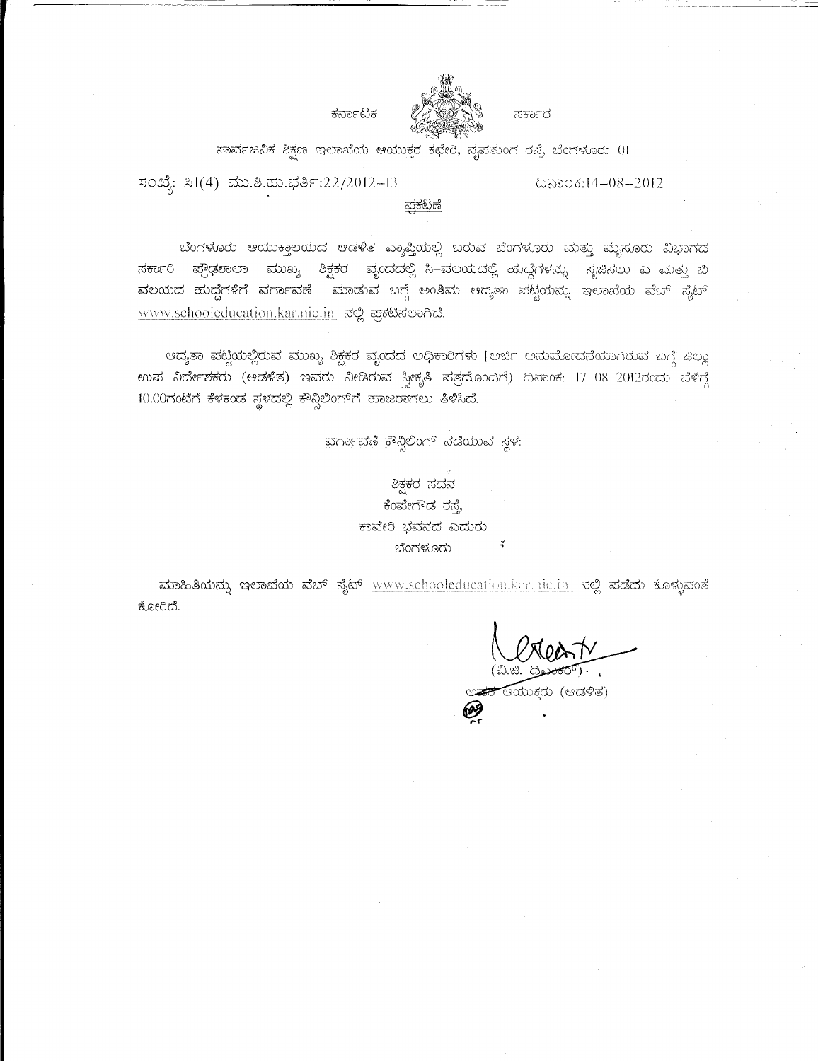ಕರ್ನಾಟಕ ಸರ್ಕಾರ

ಸಾರ್ವಜನಿಕ ಶಿಕ್ಷಣ ಇಲಾಖೆಯ ಆಯುಕ್ತರ ಕಛೇರಿ, ನೃಪತುಂಗ ರಸ್ತೆ, ಬೆಂಗಳೂರು-01

ಸಂಖ್ಯೆ: ಸಿ1(4) ಮು.ಶಿ.ಹು.ಭರ್ತಿ:22/2012-13 ದಿನಾಂಕ:14-08-2012

## ಪ್ರಕಟಣೆ

ಬೆಂಗಳೂರು ಆಯುಕ್ತಾಲಯದ ಆಡಳಿತ ವ್ಯಾಪ್ತಿಯಲ್ಲಿ ಬರುವ ಬೆಂಗಳೂರು ಮತ್ತು ಮೈಸೂರು ವಿಭಾಗದ ಸರ್ಕಾರಿ ಪ್ರೌಢಶಾಲಾ ಮುಖ್ಯ ಶಿಕ್ಷಕರ ವೃಂದದಲ್ಲಿ ಸಿ-ವಲಯದಲ್ಲಿ ಹುದ್ದೆಗಳನ್ನು ಸೃಜಿಸಲು ಎ ಮತ್ತು ಬಿ ವಲಯದ ಹುದ್ದೆಗಳಿಗೆ ವರ್ಗಾವಣೆ ಮಾಡುವ ಬಗ್ಗೆ ಅಂತಿಮ ಆದ್ಯತಾ ಪಟ್ಟಿಯನ್ನು ಇಲಾಖೆಯ ವೆಬ್ ಸೈಟ್ www.schooleducation.kar.nic.in ನಲ್ಲಿ ಪ್ರಕಟಿಸಲಾಗಿದೆ.

ಆದ್ಯತಾ ಪಟ್ಟಿಯಲ್ಲಿರುವ ಮುಖ್ಯ ಶಿಕ್ಷಕರ ವೃಂದದ ಅಧಿಕಾರಿಗಳು [ಅರ್ಜಿ ಅನುಮೋದನೆಯಾಗಿರುವ ಬಗ್ಗೆ ಜಿಲ್ಲಾ ಉಪ ನಿರ್ದೇಶಕರು (ಆಡಳಿತ) ಇವರು ನೀಡಿರುವ ಸ್ವೀಕೃತಿ ಪತ್ರದೊಂದಿಗೆ) ದಿನಾಂಕ: 17-08-2012ರಂದು ಬೆಳಿಗ್ಗೆ 10.00ಗಂಟೆಗೆ ಕೆಳಕಂಡ ಸ್ಥಳದಲ್ಲಿ ಕೌನ್ಸಿಲಿಂಗ್‌ಗೆ ಹಾಜರಾಗಲು ತಿಳಿಸಿದೆ.

ವರ್ಗಾವಣೆ ಕೌನ್ಸಿಲಿಂಗ್ ನಡೆಯುವ ಸ್ಥಳ:

ಶಿಕ್ಷಕರ ಸದನ  
ಕೆಂಪೇಗೌಡ ರಸ್ತೆ,  
ಕಾವೇರಿ ಭವನದ ಎದುರು  
ಬೆಂಗಳೂರು

ಮಾಹಿತಿಯನ್ನು ಇಲಾಖೆಯ ವೆಬ್ ಸೈಟ್ www.schooleducation.kar.nic.in ನಲ್ಲಿ ಪಡೆದು ಕೊಳ್ಳುವಂತೆ ಕೋರಿದೆ.

(ವಿ.ಜಿ. ದಿವಾಕರ್)  
ಅಪರ ಆಯುಕ್ತರು (ಆಡಳಿತ)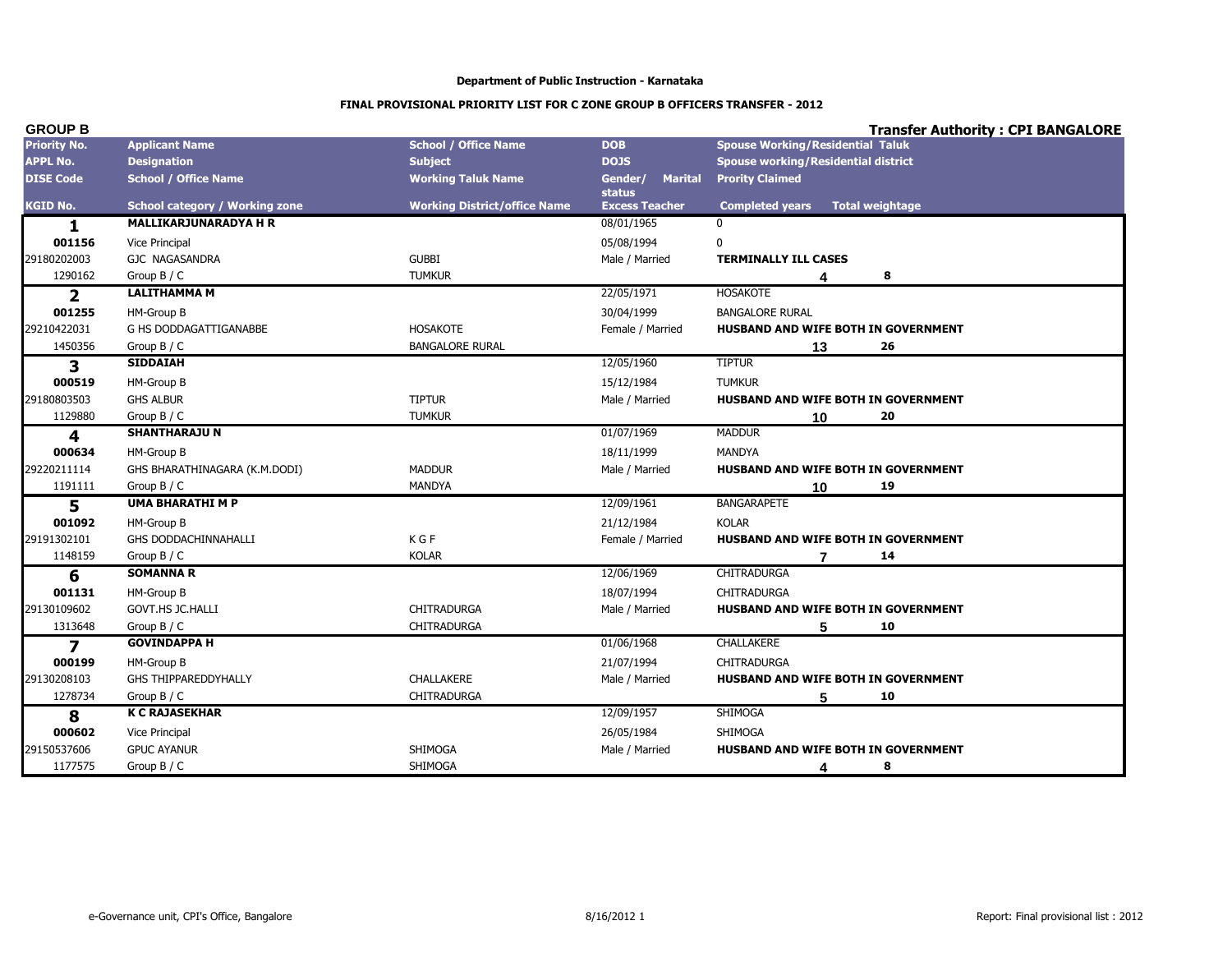**Department of Public Instruction - Karnataka**

**FINAL PROVISIONAL PRIORITY LIST FOR C ZONE GROUP B OFFICERS TRANSFER - 2012**

**GROUP B** | **Transfer Authority : CPI BANGALORE**

| Priority No. / APPL No. / DISE Code / KGID No. | Applicant Name / Designation / School / Office Name / School category / Working zone | School / Office Name / Subject / Working Taluk Name / Working District/office Name | DOB / DOJS / Gender/ Marital status / Excess Teacher | Spouse Working/Residential Taluk / Spouse working/Residential district / Prority Claimed | Completed years | Total weightage |
|---|---|---|---|---|---|---|
| **1** / **001156** / 29180202003 / 1290162 | **MALLIKARJUNARADYA H R** / Vice Principal / GJC NAGASANDRA / Group B / C | / / GUBBI / TUMKUR | 08/01/1965 / 05/08/1994 / Male / Married | 0 / 0 / **TERMINALLY ILL CASES** | 4 | 8 |
| **2** / **001255** / 29210422031 / 1450356 | **LALITHAMMA M** / HM-Group B / G HS DODDAGATTIGANABBE / Group B / C | / / HOSAKOTE / BANGALORE RURAL | 22/05/1971 / 30/04/1999 / Female / Married | HOSAKOTE / BANGALORE RURAL / **HUSBAND AND WIFE BOTH IN GOVERNMENT** | 13 | 26 |
| **3** / **000519** / 29180803503 / 1129880 | **SIDDAIAH** / HM-Group B / GHS ALBUR / Group B / C | / / TIPTUR / TUMKUR | 12/05/1960 / 15/12/1984 / Male / Married | TIPTUR / TUMKUR / **HUSBAND AND WIFE BOTH IN GOVERNMENT** | 10 | 20 |
| **4** / **000634** / 29220211114 / 1191111 | **SHANTHARAJU N** / HM-Group B / GHS BHARATHINAGARA (K.M.DODI) / Group B / C | / / MADDUR / MANDYA | 01/07/1969 / 18/11/1999 / Male / Married | MADDUR / MANDYA / **HUSBAND AND WIFE BOTH IN GOVERNMENT** | 10 | 19 |
| **5** / **001092** / 29191302101 / 1148159 | **UMA BHARATHI M P** / HM-Group B / GHS DODDACHINNAHALLI / Group B / C | / / K G F / KOLAR | 12/09/1961 / 21/12/1984 / Female / Married | BANGARAPETE / KOLAR / **HUSBAND AND WIFE BOTH IN GOVERNMENT** | 7 | 14 |
| **6** / **001131** / 29130109602 / 1313648 | **SOMANNA R** / HM-Group B / GOVT.HS JC.HALLI / Group B / C | / / CHITRADURGA / CHITRADURGA | 12/06/1969 / 18/07/1994 / Male / Married | CHITRADURGA / CHITRADURGA / **HUSBAND AND WIFE BOTH IN GOVERNMENT** | 5 | 10 |
| **7** / **000199** / 29130208103 / 1278734 | **GOVINDAPPA H** / HM-Group B / GHS THIPPAREDDYHALLY / Group B / C | / / CHALLAKERE / CHITRADURGA | 01/06/1968 / 21/07/1994 / Male / Married | CHALLAKERE / CHITRADURGA / **HUSBAND AND WIFE BOTH IN GOVERNMENT** | 5 | 10 |
| **8** / **000602** / 29150537606 / 1177575 | **K C RAJASEKHAR** / Vice Principal / GPUC AYANUR / Group B / C | / / SHIMOGA / SHIMOGA | 12/09/1957 / 26/05/1984 / Male / Married | SHIMOGA / SHIMOGA / **HUSBAND AND WIFE BOTH IN GOVERNMENT** | 4 | 8 |

e-Governance unit, CPI's Office, Bangalore | 8/16/2012 | Report: Final provisional list : 2012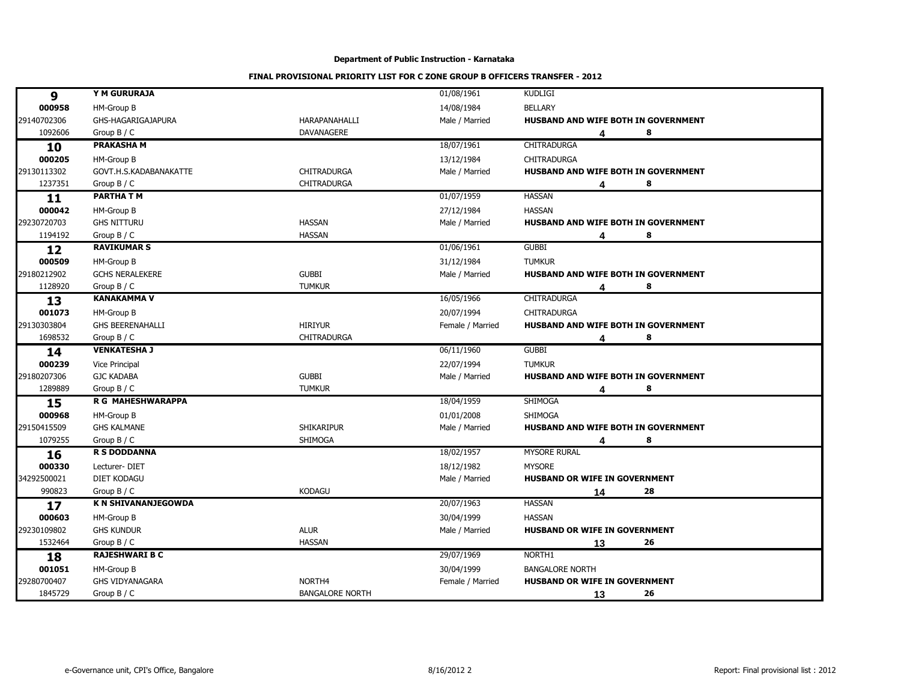**Department of Public Instruction - Karnataka**

**FINAL PROVISIONAL PRIORITY LIST FOR C ZONE GROUP B OFFICERS TRANSFER - 2012**

| | | | | | |
|---|---|---|---|---|---|
| **9** | **Y M GURURAJA** | | 01/08/1961 | KUDLIGI | |
| **000958** | HM-Group B | | 14/08/1984 | BELLARY | |
| 29140702306 | GHS-HAGARIGAJAPURA | HARAPANAHALLI | Male / Married | **HUSBAND AND WIFE BOTH IN GOVERNMENT** | |
| 1092606 | Group B / C | DAVANAGERE | | **4** | **8** |
| **10** | **PRAKASHA M** | | 18/07/1961 | CHITRADURGA | |
| **000205** | HM-Group B | | 13/12/1984 | CHITRADURGA | |
| 29130113302 | GOVT.H.S.KADABANAKATTE | CHITRADURGA | Male / Married | **HUSBAND AND WIFE BOTH IN GOVERNMENT** | |
| 1237351 | Group B / C | CHITRADURGA | | **4** | **8** |
| **11** | **PARTHA T M** | | 01/07/1959 | HASSAN | |
| **000042** | HM-Group B | | 27/12/1984 | HASSAN | |
| 29230720703 | GHS NITTURU | HASSAN | Male / Married | **HUSBAND AND WIFE BOTH IN GOVERNMENT** | |
| 1194192 | Group B / C | HASSAN | | **4** | **8** |
| **12** | **RAVIKUMAR S** | | 01/06/1961 | GUBBI | |
| **000509** | HM-Group B | | 31/12/1984 | TUMKUR | |
| 29180212902 | GCHS NERALEKERE | GUBBI | Male / Married | **HUSBAND AND WIFE BOTH IN GOVERNMENT** | |
| 1128920 | Group B / C | TUMKUR | | **4** | **8** |
| **13** | **KANAKAMMA V** | | 16/05/1966 | CHITRADURGA | |
| **001073** | HM-Group B | | 20/07/1994 | CHITRADURGA | |
| 29130303804 | GHS BEERENAHALLI | HIRIYUR | Female / Married | **HUSBAND AND WIFE BOTH IN GOVERNMENT** | |
| 1698532 | Group B / C | CHITRADURGA | | **4** | **8** |
| **14** | **VENKATESHA J** | | 06/11/1960 | GUBBI | |
| **000239** | Vice Principal | | 22/07/1994 | TUMKUR | |
| 29180207306 | GJC KADABA | GUBBI | Male / Married | **HUSBAND AND WIFE BOTH IN GOVERNMENT** | |
| 1289889 | Group B / C | TUMKUR | | **4** | **8** |
| **15** | **R G MAHESHWARAPPA** | | 18/04/1959 | SHIMOGA | |
| **000968** | HM-Group B | | 01/01/2008 | SHIMOGA | |
| 29150415509 | GHS KALMANE | SHIKARIPUR | Male / Married | **HUSBAND AND WIFE BOTH IN GOVERNMENT** | |
| 1079255 | Group B / C | SHIMOGA | | **4** | **8** |
| **16** | **R S DODDANNA** | | 18/02/1957 | MYSORE RURAL | |
| **000330** | Lecturer- DIET | | 18/12/1982 | MYSORE | |
| 34292500021 | DIET KODAGU | | Male / Married | **HUSBAND OR WIFE IN GOVERNMENT** | |
| 990823 | Group B / C | KODAGU | | **14** | **28** |
| **17** | **K N SHIVANANJEGOWDA** | | 20/07/1963 | HASSAN | |
| **000603** | HM-Group B | | 30/04/1999 | HASSAN | |
| 29230109802 | GHS KUNDUR | ALUR | Male / Married | **HUSBAND OR WIFE IN GOVERNMENT** | |
| 1532464 | Group B / C | HASSAN | | **13** | **26** |
| **18** | **RAJESHWARI B C** | | 29/07/1969 | NORTH1 | |
| **001051** | HM-Group B | | 30/04/1999 | BANGALORE NORTH | |
| 29280700407 | GHS VIDYANAGARA | NORTH4 | Female / Married | **HUSBAND OR WIFE IN GOVERNMENT** | |
| 1845729 | Group B / C | BANGALORE NORTH | | **13** | **26** |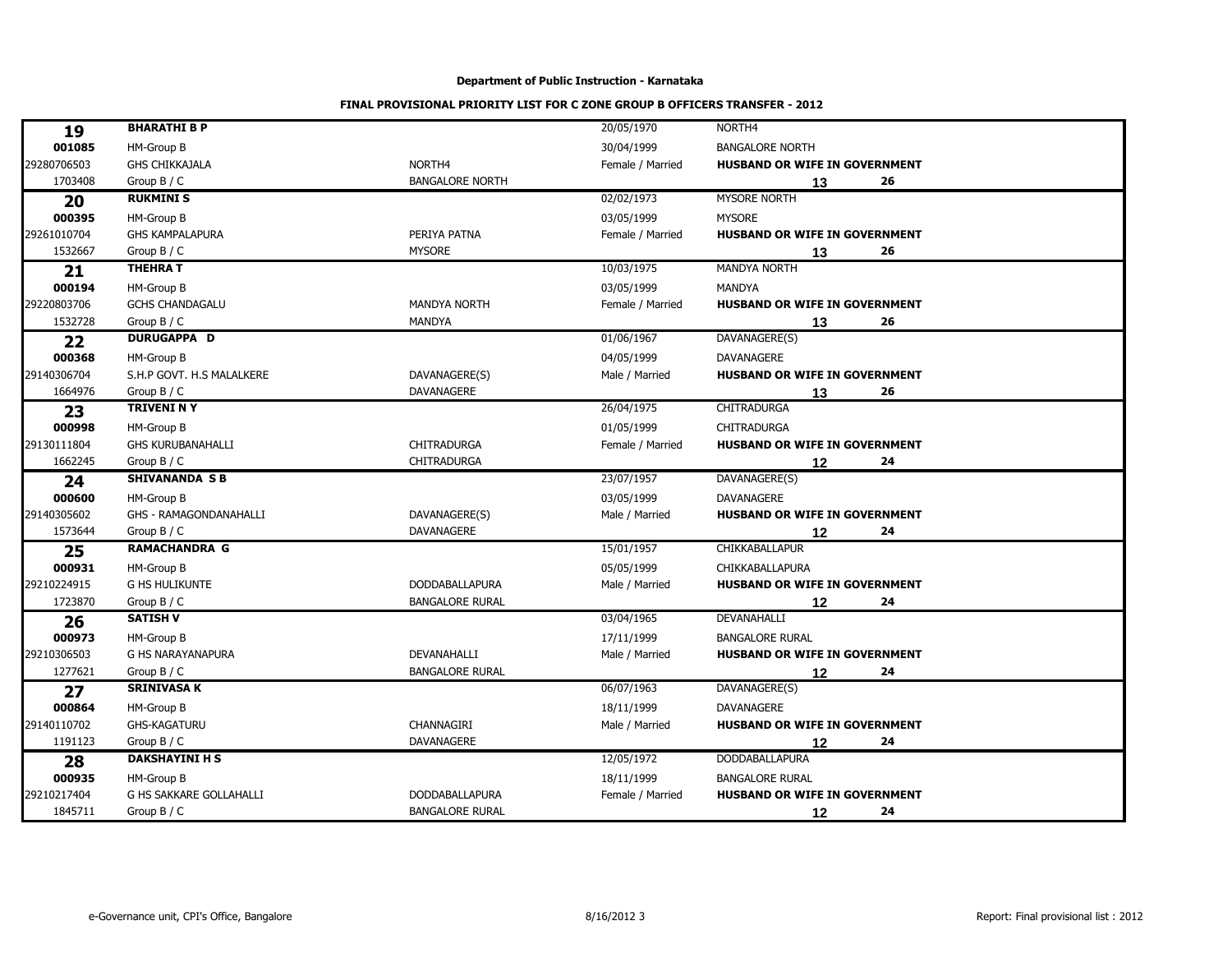**Department of Public Instruction - Karnataka**

**FINAL PROVISIONAL PRIORITY LIST FOR C ZONE GROUP B OFFICERS TRANSFER - 2012**

| | | | | |
|---|---|---|---|---|
| **19** | **BHARATHI B P** | | 20/05/1970 | NORTH4 |
| **001085** | HM-Group B | | 30/04/1999 | BANGALORE NORTH |
| 29280706503 | GHS CHIKKAJALA | NORTH4 | Female / Married | **HUSBAND OR WIFE IN GOVERNMENT** |
| 1703408 | Group B / C | BANGALORE NORTH | | **13** **26** |
| **20** | **RUKMINI S** | | 02/02/1973 | MYSORE NORTH |
| **000395** | HM-Group B | | 03/05/1999 | MYSORE |
| 29261010704 | GHS KAMPALAPURA | PERIYA PATNA | Female / Married | **HUSBAND OR WIFE IN GOVERNMENT** |
| 1532667 | Group B / C | MYSORE | | **13** **26** |
| **21** | **THEHRA T** | | 10/03/1975 | MANDYA NORTH |
| **000194** | HM-Group B | | 03/05/1999 | MANDYA |
| 29220803706 | GCHS CHANDAGALU | MANDYA NORTH | Female / Married | **HUSBAND OR WIFE IN GOVERNMENT** |
| 1532728 | Group B / C | MANDYA | | **13** **26** |
| **22** | **DURUGAPPA D** | | 01/06/1967 | DAVANAGERE(S) |
| **000368** | HM-Group B | | 04/05/1999 | DAVANAGERE |
| 29140306704 | S.H.P GOVT. H.S MALALKERE | DAVANAGERE(S) | Male / Married | **HUSBAND OR WIFE IN GOVERNMENT** |
| 1664976 | Group B / C | DAVANAGERE | | **13** **26** |
| **23** | **TRIVENI N Y** | | 26/04/1975 | CHITRADURGA |
| **000998** | HM-Group B | | 01/05/1999 | CHITRADURGA |
| 29130111804 | GHS KURUBANAHALLI | CHITRADURGA | Female / Married | **HUSBAND OR WIFE IN GOVERNMENT** |
| 1662245 | Group B / C | CHITRADURGA | | **12** **24** |
| **24** | **SHIVANANDA S B** | | 23/07/1957 | DAVANAGERE(S) |
| **000600** | HM-Group B | | 03/05/1999 | DAVANAGERE |
| 29140305602 | GHS - RAMAGONDANAHALLI | DAVANAGERE(S) | Male / Married | **HUSBAND OR WIFE IN GOVERNMENT** |
| 1573644 | Group B / C | DAVANAGERE | | **12** **24** |
| **25** | **RAMACHANDRA G** | | 15/01/1957 | CHIKKABALLAPUR |
| **000931** | HM-Group B | | 05/05/1999 | CHIKKABALLAPURA |
| 29210224915 | G HS HULIKUNTE | DODDABALLAPURA | Male / Married | **HUSBAND OR WIFE IN GOVERNMENT** |
| 1723870 | Group B / C | BANGALORE RURAL | | **12** **24** |
| **26** | **SATISH V** | | 03/04/1965 | DEVANAHALLI |
| **000973** | HM-Group B | | 17/11/1999 | BANGALORE RURAL |
| 29210306503 | G HS NARAYANAPURA | DEVANAHALLI | Male / Married | **HUSBAND OR WIFE IN GOVERNMENT** |
| 1277621 | Group B / C | BANGALORE RURAL | | **12** **24** |
| **27** | **SRINIVASA K** | | 06/07/1963 | DAVANAGERE(S) |
| **000864** | HM-Group B | | 18/11/1999 | DAVANAGERE |
| 29140110702 | GHS-KAGATURU | CHANNAGIRI | Male / Married | **HUSBAND OR WIFE IN GOVERNMENT** |
| 1191123 | Group B / C | DAVANAGERE | | **12** **24** |
| **28** | **DAKSHAYINI H S** | | 12/05/1972 | DODDABALLAPURA |
| **000935** | HM-Group B | | 18/11/1999 | BANGALORE RURAL |
| 29210217404 | G HS SAKKARE GOLLAHALLI | DODDABALLAPURA | Female / Married | **HUSBAND OR WIFE IN GOVERNMENT** |
| 1845711 | Group B / C | BANGALORE RURAL | | **12** **24** |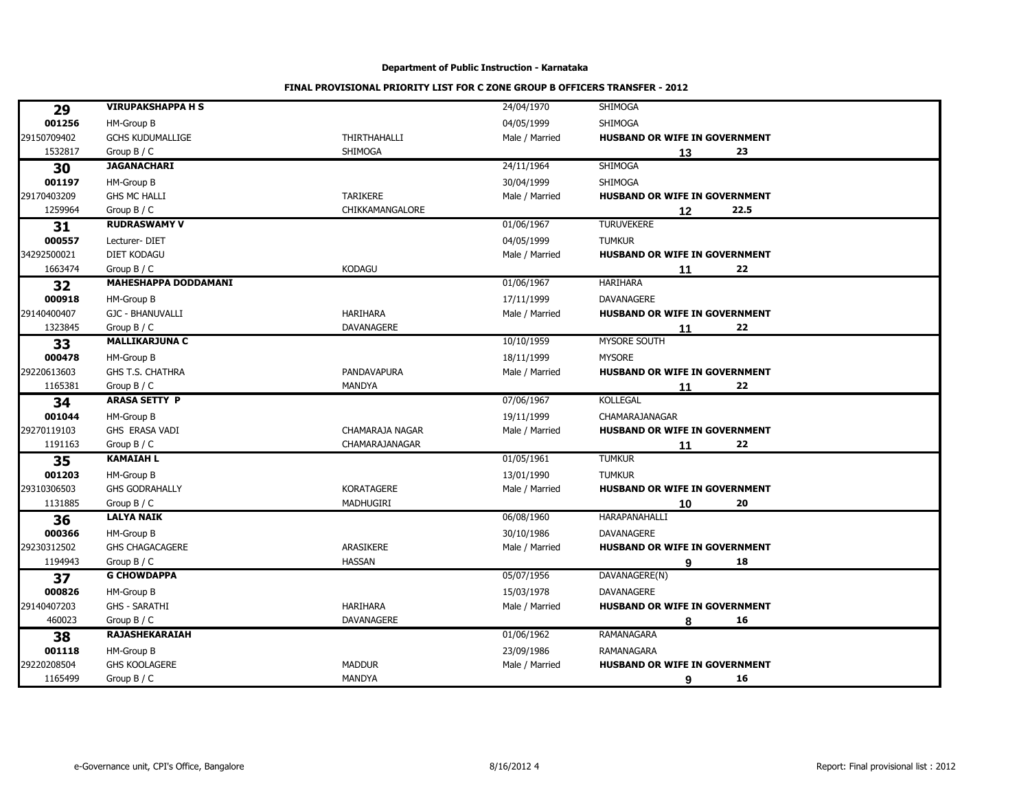**Department of Public Instruction - Karnataka**

**FINAL PROVISIONAL PRIORITY LIST FOR C ZONE GROUP B OFFICERS TRANSFER - 2012**

| | | | | | |
|---|---|---|---|---|---|
| **29** | **VIRUPAKSHAPPA H S** | | 24/04/1970 | SHIMOGA | |
| **001256** | HM-Group B | | 04/05/1999 | SHIMOGA | |
| 29150709402 | GCHS KUDUMALLIGE | THIRTHAHALLI | Male / Married | **HUSBAND OR WIFE IN GOVERNMENT** | |
| 1532817 | Group B / C | SHIMOGA | | **13** | **23** |
| **30** | **JAGANACHARI** | | 24/11/1964 | SHIMOGA | |
| **001197** | HM-Group B | | 30/04/1999 | SHIMOGA | |
| 29170403209 | GHS MC HALLI | TARIKERE | Male / Married | **HUSBAND OR WIFE IN GOVERNMENT** | |
| 1259964 | Group B / C | CHIKKAMANGALORE | | **12** | **22.5** |
| **31** | **RUDRASWAMY V** | | 01/06/1967 | TURUVEKERE | |
| **000557** | Lecturer- DIET | | 04/05/1999 | TUMKUR | |
| 34292500021 | DIET KODAGU | | Male / Married | **HUSBAND OR WIFE IN GOVERNMENT** | |
| 1663474 | Group B / C | KODAGU | | **11** | **22** |
| **32** | **MAHESHAPPA DODDAMANI** | | 01/06/1967 | HARIHARA | |
| **000918** | HM-Group B | | 17/11/1999 | DAVANAGERE | |
| 29140400407 | GJC - BHANUVALLI | HARIHARA | Male / Married | **HUSBAND OR WIFE IN GOVERNMENT** | |
| 1323845 | Group B / C | DAVANAGERE | | **11** | **22** |
| **33** | **MALLIKARJUNA C** | | 10/10/1959 | MYSORE SOUTH | |
| **000478** | HM-Group B | | 18/11/1999 | MYSORE | |
| 29220613603 | GHS T.S. CHATHRA | PANDAVAPURA | Male / Married | **HUSBAND OR WIFE IN GOVERNMENT** | |
| 1165381 | Group B / C | MANDYA | | **11** | **22** |
| **34** | **ARASA SETTY P** | | 07/06/1967 | KOLLEGAL | |
| **001044** | HM-Group B | | 19/11/1999 | CHAMARAJANAGAR | |
| 29270119103 | GHS ERASA VADI | CHAMARAJA NAGAR | Male / Married | **HUSBAND OR WIFE IN GOVERNMENT** | |
| 1191163 | Group B / C | CHAMARAJANAGAR | | **11** | **22** |
| **35** | **KAMAIAH L** | | 01/05/1961 | TUMKUR | |
| **001203** | HM-Group B | | 13/01/1990 | TUMKUR | |
| 29310306503 | GHS GODRAHALLY | KORATAGERE | Male / Married | **HUSBAND OR WIFE IN GOVERNMENT** | |
| 1131885 | Group B / C | MADHUGIRI | | **10** | **20** |
| **36** | **LALYA NAIK** | | 06/08/1960 | HARAPANAHALLI | |
| **000366** | HM-Group B | | 30/10/1986 | DAVANAGERE | |
| 29230312502 | GHS CHAGACAGERE | ARASIKERE | Male / Married | **HUSBAND OR WIFE IN GOVERNMENT** | |
| 1194943 | Group B / C | HASSAN | | **9** | **18** |
| **37** | **G CHOWDAPPA** | | 05/07/1956 | DAVANAGERE(N) | |
| **000826** | HM-Group B | | 15/03/1978 | DAVANAGERE | |
| 29140407203 | GHS - SARATHI | HARIHARA | Male / Married | **HUSBAND OR WIFE IN GOVERNMENT** | |
| 460023 | Group B / C | DAVANAGERE | | **8** | **16** |
| **38** | **RAJASHEKARAIAH** | | 01/06/1962 | RAMANAGARA | |
| **001118** | HM-Group B | | 23/09/1986 | RAMANAGARA | |
| 29220208504 | GHS KOOLAGERE | MADDUR | Male / Married | **HUSBAND OR WIFE IN GOVERNMENT** | |
| 1165499 | Group B / C | MANDYA | | **9** | **16** |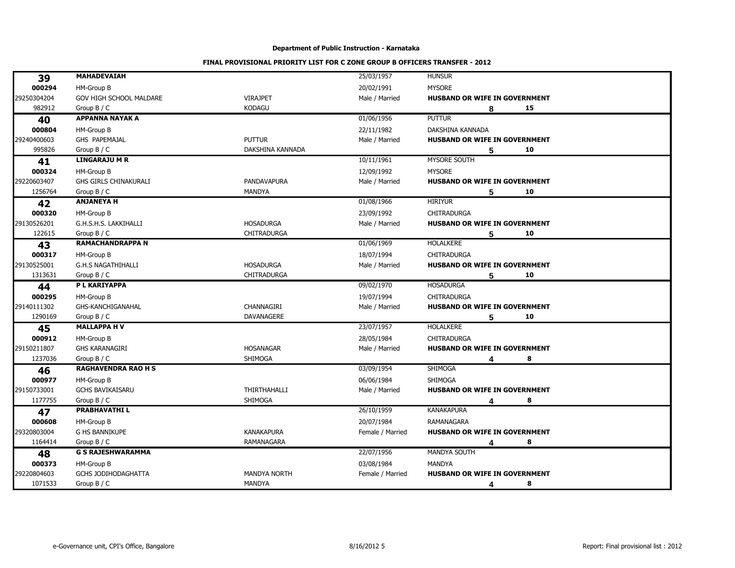**Department of Public Instruction - Karnataka**

**FINAL PROVISIONAL PRIORITY LIST FOR C ZONE GROUP B OFFICERS TRANSFER - 2012**

| | | | | | |
|---|---|---|---|---|---|
| **39** | **MAHADEVAIAH** | | 25/03/1957 | HUNSUR | |
| **000294** | HM-Group B | | 20/02/1991 | MYSORE | |
| 29250304204 | GOV HIGH SCHOOL MALDARE | VIRAJPET | Male / Married | **HUSBAND OR WIFE IN GOVERNMENT** | |
| 982912 | Group B / C | KODAGU | | **8** | **15** |
| **40** | **APPANNA NAYAK A** | | 01/06/1956 | PUTTUR | |
| **000804** | HM-Group B | | 22/11/1982 | DAKSHINA KANNADA | |
| 29240400603 | GHS PAPEMAJAL | PUTTUR | Male / Married | **HUSBAND OR WIFE IN GOVERNMENT** | |
| 995826 | Group B / C | DAKSHINA KANNADA | | **5** | **10** |
| **41** | **LINGARAJU M R** | | 10/11/1961 | MYSORE SOUTH | |
| **000324** | HM-Group B | | 12/09/1992 | MYSORE | |
| 29220603407 | GHS GIRLS CHINAKURALI | PANDAVAPURA | Male / Married | **HUSBAND OR WIFE IN GOVERNMENT** | |
| 1256764 | Group B / C | MANDYA | | **5** | **10** |
| **42** | **ANJANEYA H** | | 01/08/1966 | HIRIYUR | |
| **000320** | HM-Group B | | 23/09/1992 | CHITRADURGA | |
| 29130526201 | G.H.S.H.S. LAKKIHALLI | HOSADURGA | Male / Married | **HUSBAND OR WIFE IN GOVERNMENT** | |
| 122615 | Group B / C | CHITRADURGA | | **5** | **10** |
| **43** | **RAMACHANDRAPPA N** | | 01/06/1969 | HOLALKERE | |
| **000317** | HM-Group B | | 18/07/1994 | CHITRADURGA | |
| 29130525001 | G.H.S NAGATHIHALLI | HOSADURGA | Male / Married | **HUSBAND OR WIFE IN GOVERNMENT** | |
| 1313631 | Group B / C | CHITRADURGA | | **5** | **10** |
| **44** | **P L KARIYAPPA** | | 09/02/1970 | HOSADURGA | |
| **000295** | HM-Group B | | 19/07/1994 | CHITRADURGA | |
| 29140111302 | GHS-KANCHIGANAHAL | CHANNAGIRI | Male / Married | **HUSBAND OR WIFE IN GOVERNMENT** | |
| 1290169 | Group B / C | DAVANAGERE | | **5** | **10** |
| **45** | **MALLAPPA H V** | | 23/07/1957 | HOLALKERE | |
| **000912** | HM-Group B | | 28/05/1984 | CHITRADURGA | |
| 29150211807 | GHS KARANAGIRI | HOSANAGAR | Male / Married | **HUSBAND OR WIFE IN GOVERNMENT** | |
| 1237036 | Group B / C | SHIMOGA | | **4** | **8** |
| **46** | **RAGHAVENDRA RAO H S** | | 03/09/1954 | SHIMOGA | |
| **000977** | HM-Group B | | 06/06/1984 | SHIMOGA | |
| 29150733001 | GCHS BAVIKAISARU | THIRTHAHALLI | Male / Married | **HUSBAND OR WIFE IN GOVERNMENT** | |
| 1177755 | Group B / C | SHIMOGA | | **4** | **8** |
| **47** | **PRABHAVATHI L** | | 26/10/1959 | KANAKAPURA | |
| **000608** | HM-Group B | | 20/07/1984 | RAMANAGARA | |
| 29320803004 | G HS BANNIKUPE | KANAKAPURA | Female / Married | **HUSBAND OR WIFE IN GOVERNMENT** | |
| 1164414 | Group B / C | RAMANAGARA | | **4** | **8** |
| **48** | **G S RAJESHWARAMMA** | | 22/07/1956 | MANDYA SOUTH | |
| **000373** | HM-Group B | | 03/08/1984 | MANDYA | |
| 29220804603 | GCHS JODIHODAGHATTA | MANDYA NORTH | Female / Married | **HUSBAND OR WIFE IN GOVERNMENT** | |
| 1071533 | Group B / C | MANDYA | | **4** | **8** |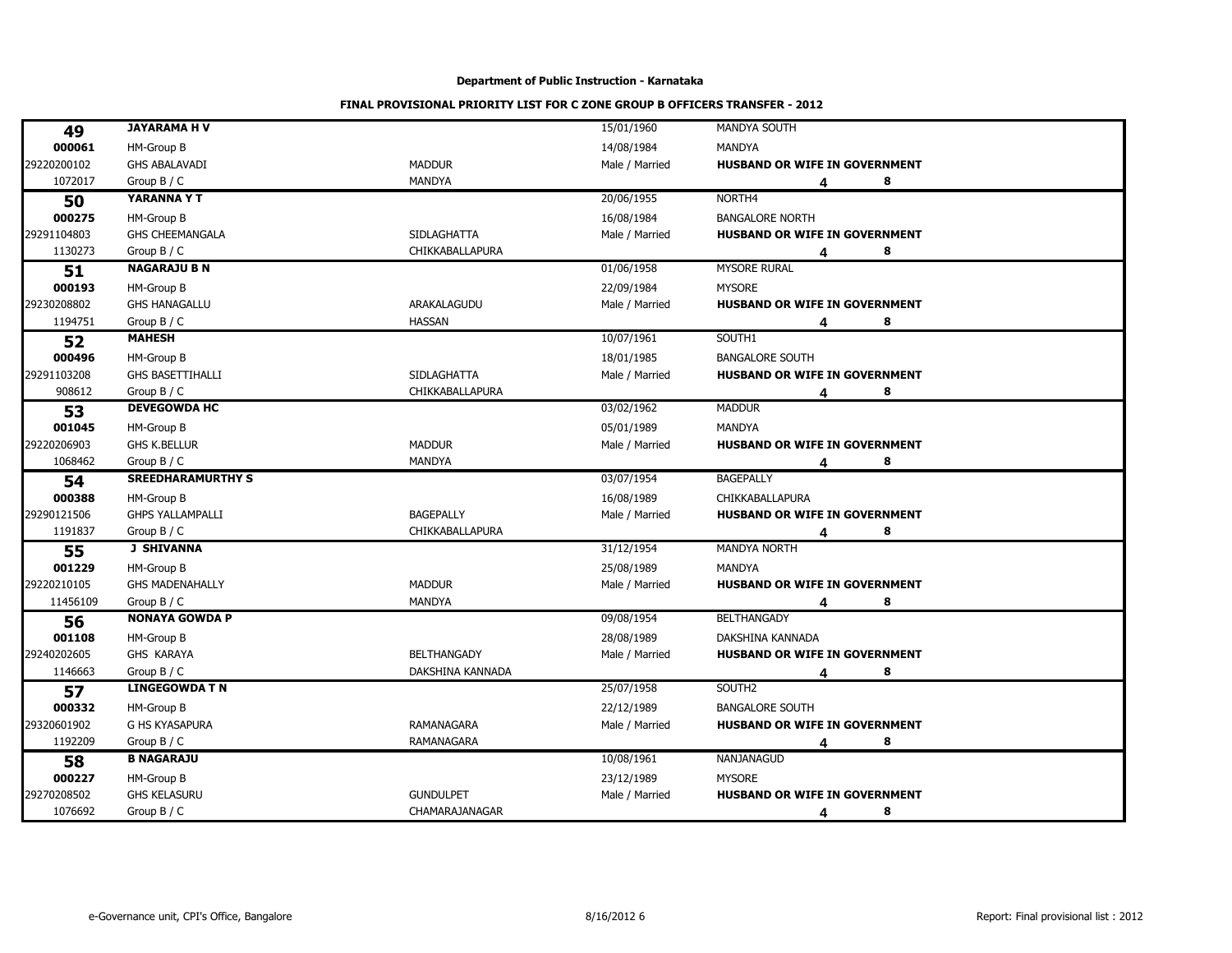**Department of Public Instruction - Karnataka**

**FINAL PROVISIONAL PRIORITY LIST FOR C ZONE GROUP B OFFICERS TRANSFER - 2012**

| | | | | | |
|---|---|---|---|---|---|
| **49** | **JAYARAMA H V** | | 15/01/1960 | MANDYA SOUTH | |
| **000061** | HM-Group B | | 14/08/1984 | MANDYA | |
| 29220200102 | GHS ABALAVADI | MADDUR | Male / Married | **HUSBAND OR WIFE IN GOVERNMENT** | |
| 1072017 | Group B / C | MANDYA | | **4** | **8** |
| **50** | **YARANNA Y T** | | 20/06/1955 | NORTH4 | |
| **000275** | HM-Group B | | 16/08/1984 | BANGALORE NORTH | |
| 29291104803 | GHS CHEEMANGALA | SIDLAGHATTA | Male / Married | **HUSBAND OR WIFE IN GOVERNMENT** | |
| 1130273 | Group B / C | CHIKKABALLAPURA | | **4** | **8** |
| **51** | **NAGARAJU B N** | | 01/06/1958 | MYSORE RURAL | |
| **000193** | HM-Group B | | 22/09/1984 | MYSORE | |
| 29230208802 | GHS HANAGALLU | ARAKALAGUDU | Male / Married | **HUSBAND OR WIFE IN GOVERNMENT** | |
| 1194751 | Group B / C | HASSAN | | **4** | **8** |
| **52** | **MAHESH** | | 10/07/1961 | SOUTH1 | |
| **000496** | HM-Group B | | 18/01/1985 | BANGALORE SOUTH | |
| 29291103208 | GHS BASETTIHALLI | SIDLAGHATTA | Male / Married | **HUSBAND OR WIFE IN GOVERNMENT** | |
| 908612 | Group B / C | CHIKKABALLAPURA | | **4** | **8** |
| **53** | **DEVEGOWDA HC** | | 03/02/1962 | MADDUR | |
| **001045** | HM-Group B | | 05/01/1989 | MANDYA | |
| 29220206903 | GHS K.BELLUR | MADDUR | Male / Married | **HUSBAND OR WIFE IN GOVERNMENT** | |
| 1068462 | Group B / C | MANDYA | | **4** | **8** |
| **54** | **SREEDHARAMURTHY S** | | 03/07/1954 | BAGEPALLY | |
| **000388** | HM-Group B | | 16/08/1989 | CHIKKABALLAPURA | |
| 29290121506 | GHPS YALLAMPALLI | BAGEPALLY | Male / Married | **HUSBAND OR WIFE IN GOVERNMENT** | |
| 1191837 | Group B / C | CHIKKABALLAPURA | | **4** | **8** |
| **55** | **J SHIVANNA** | | 31/12/1954 | MANDYA NORTH | |
| **001229** | HM-Group B | | 25/08/1989 | MANDYA | |
| 29220210105 | GHS MADENAHALLY | MADDUR | Male / Married | **HUSBAND OR WIFE IN GOVERNMENT** | |
| 11456109 | Group B / C | MANDYA | | **4** | **8** |
| **56** | **NONAYA GOWDA P** | | 09/08/1954 | BELTHANGADY | |
| **001108** | HM-Group B | | 28/08/1989 | DAKSHINA KANNADA | |
| 29240202605 | GHS KARAYA | BELTHANGADY | Male / Married | **HUSBAND OR WIFE IN GOVERNMENT** | |
| 1146663 | Group B / C | DAKSHINA KANNADA | | **4** | **8** |
| **57** | **LINGEGOWDA T N** | | 25/07/1958 | SOUTH2 | |
| **000332** | HM-Group B | | 22/12/1989 | BANGALORE SOUTH | |
| 29320601902 | G HS KYASAPURA | RAMANAGARA | Male / Married | **HUSBAND OR WIFE IN GOVERNMENT** | |
| 1192209 | Group B / C | RAMANAGARA | | **4** | **8** |
| **58** | **B NAGARAJU** | | 10/08/1961 | NANJANAGUD | |
| **000227** | HM-Group B | | 23/12/1989 | MYSORE | |
| 29270208502 | GHS KELASURU | GUNDULPET | Male / Married | **HUSBAND OR WIFE IN GOVERNMENT** | |
| 1076692 | Group B / C | CHAMARAJANAGAR | | **4** | **8** |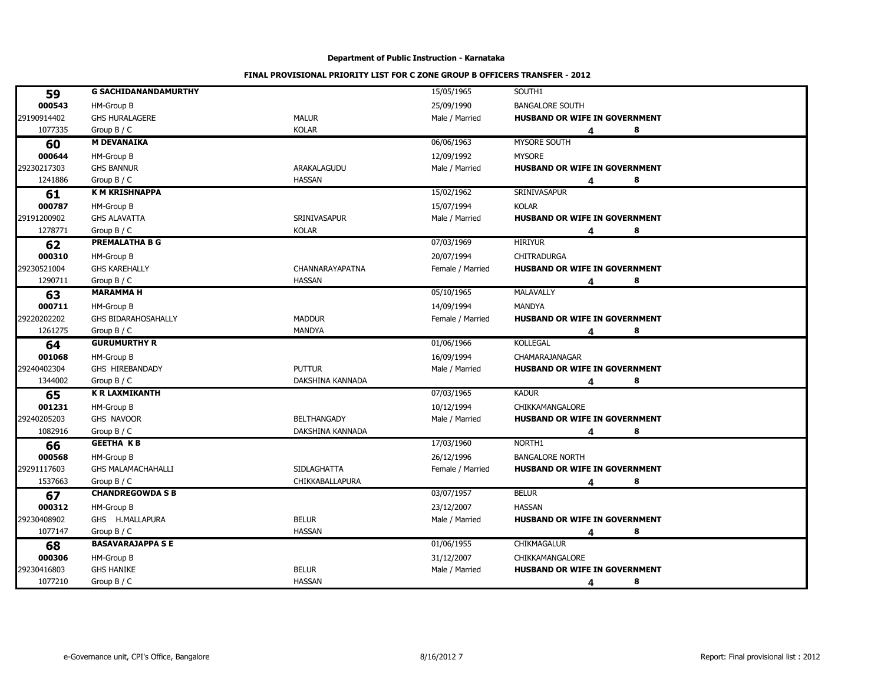**Department of Public Instruction - Karnataka**

**FINAL PROVISIONAL PRIORITY LIST FOR C ZONE GROUP B OFFICERS TRANSFER - 2012**

| | | | | | |
|---|---|---|---|---|---|
| **59** | **G SACHIDANANDAMURTHY** | | 15/05/1965 | SOUTH1 | |
| **000543** | HM-Group B | | 25/09/1990 | BANGALORE SOUTH | |
| 29190914402 | GHS HURALAGERE | MALUR | Male / Married | **HUSBAND OR WIFE IN GOVERNMENT** | |
| 1077335 | Group B / C | KOLAR | | **4** | **8** |
| **60** | **M DEVANAIKA** | | 06/06/1963 | MYSORE SOUTH | |
| **000644** | HM-Group B | | 12/09/1992 | MYSORE | |
| 29230217303 | GHS BANNUR | ARAKALAGUDU | Male / Married | **HUSBAND OR WIFE IN GOVERNMENT** | |
| 1241886 | Group B / C | HASSAN | | **4** | **8** |
| **61** | **K M KRISHNAPPA** | | 15/02/1962 | SRINIVASAPUR | |
| **000787** | HM-Group B | | 15/07/1994 | KOLAR | |
| 29191200902 | GHS ALAVATTA | SRINIVASAPUR | Male / Married | **HUSBAND OR WIFE IN GOVERNMENT** | |
| 1278771 | Group B / C | KOLAR | | **4** | **8** |
| **62** | **PREMALATHA B G** | | 07/03/1969 | HIRIYUR | |
| **000310** | HM-Group B | | 20/07/1994 | CHITRADURGA | |
| 29230521004 | GHS KAREHALLY | CHANNARAYAPATNA | Female / Married | **HUSBAND OR WIFE IN GOVERNMENT** | |
| 1290711 | Group B / C | HASSAN | | **4** | **8** |
| **63** | **MARAMMA H** | | 05/10/1965 | MALAVALLY | |
| **000711** | HM-Group B | | 14/09/1994 | MANDYA | |
| 29220202202 | GHS BIDARAHOSAHALLY | MADDUR | Female / Married | **HUSBAND OR WIFE IN GOVERNMENT** | |
| 1261275 | Group B / C | MANDYA | | **4** | **8** |
| **64** | **GURUMURTHY R** | | 01/06/1966 | KOLLEGAL | |
| **001068** | HM-Group B | | 16/09/1994 | CHAMARAJANAGAR | |
| 29240402304 | GHS HIREBANDADY | PUTTUR | Male / Married | **HUSBAND OR WIFE IN GOVERNMENT** | |
| 1344002 | Group B / C | DAKSHINA KANNADA | | **4** | **8** |
| **65** | **K R LAXMIKANTH** | | 07/03/1965 | KADUR | |
| **001231** | HM-Group B | | 10/12/1994 | CHIKKAMANGALORE | |
| 29240205203 | GHS NAVOOR | BELTHANGADY | Male / Married | **HUSBAND OR WIFE IN GOVERNMENT** | |
| 1082916 | Group B / C | DAKSHINA KANNADA | | **4** | **8** |
| **66** | **GEETHA K B** | | 17/03/1960 | NORTH1 | |
| **000568** | HM-Group B | | 26/12/1996 | BANGALORE NORTH | |
| 29291117603 | GHS MALAMACHAHALLI | SIDLAGHATTA | Female / Married | **HUSBAND OR WIFE IN GOVERNMENT** | |
| 1537663 | Group B / C | CHIKKABALLAPURA | | **4** | **8** |
| **67** | **CHANDREGOWDA S B** | | 03/07/1957 | BELUR | |
| **000312** | HM-Group B | | 23/12/2007 | HASSAN | |
| 29230408902 | GHS H.MALLAPURA | BELUR | Male / Married | **HUSBAND OR WIFE IN GOVERNMENT** | |
| 1077147 | Group B / C | HASSAN | | **4** | **8** |
| **68** | **BASAVARAJAPPA S E** | | 01/06/1955 | CHIKMAGALUR | |
| **000306** | HM-Group B | | 31/12/2007 | CHIKKAMANGALORE | |
| 29230416803 | GHS HANIKE | BELUR | Male / Married | **HUSBAND OR WIFE IN GOVERNMENT** | |
| 1077210 | Group B / C | HASSAN | | **4** | **8** |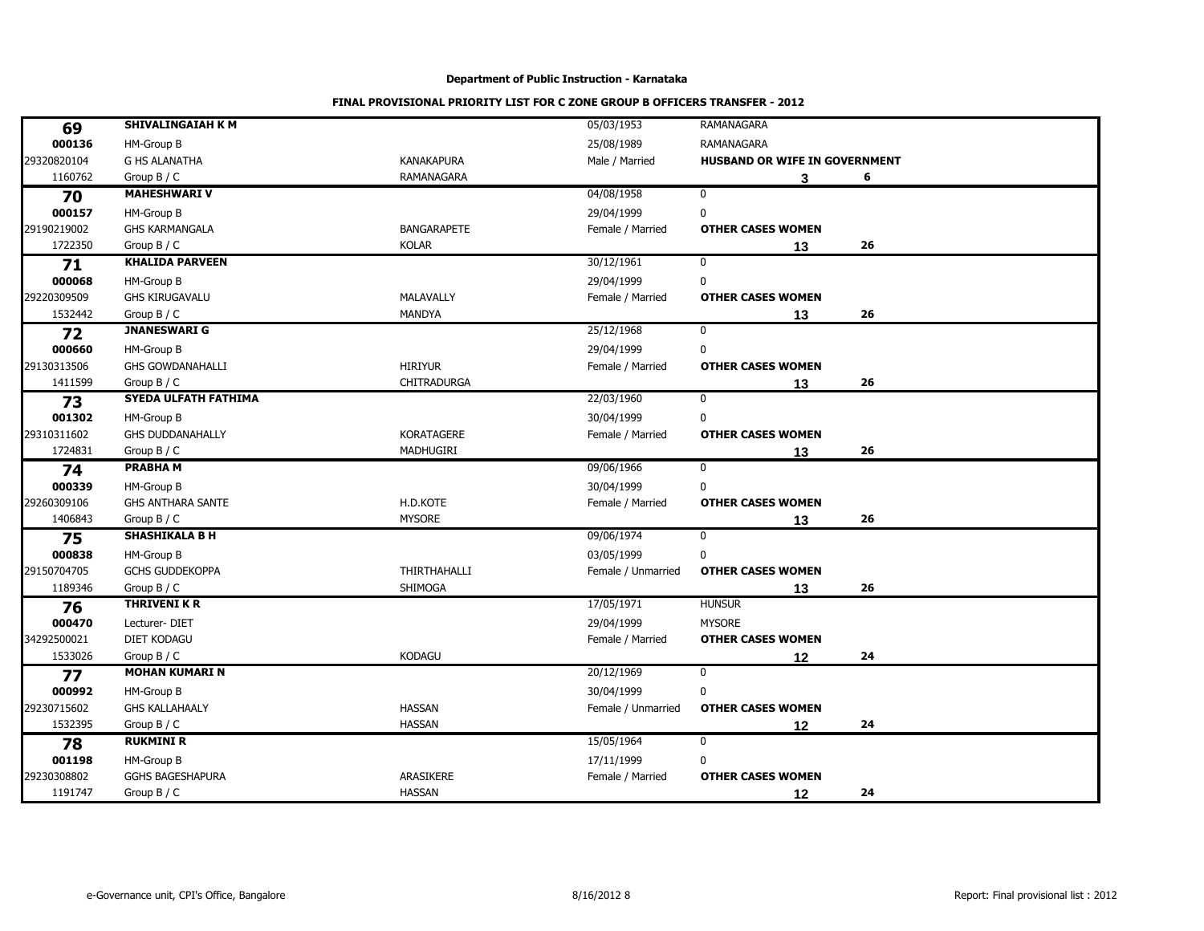**Department of Public Instruction - Karnataka**

**FINAL PROVISIONAL PRIORITY LIST FOR C ZONE GROUP B OFFICERS TRANSFER - 2012**

| | | | | | |
|---|---|---|---|---|---|
| **69** | **SHIVALINGAIAH K M** | | 05/03/1953 | RAMANAGARA | |
| **000136** | HM-Group B | | 25/08/1989 | RAMANAGARA | |
| 29320820104 | G HS ALANATHA | KANAKAPURA | Male / Married | **HUSBAND OR WIFE IN GOVERNMENT** | |
| 1160762 | Group B / C | RAMANAGARA | | **3** | **6** |
| **70** | **MAHESHWARI V** | | 04/08/1958 | 0 | |
| **000157** | HM-Group B | | 29/04/1999 | 0 | |
| 29190219002 | GHS KARMANGALA | BANGARAPETE | Female / Married | **OTHER CASES WOMEN** | |
| 1722350 | Group B / C | KOLAR | | **13** | **26** |
| **71** | **KHALIDA PARVEEN** | | 30/12/1961 | 0 | |
| **000068** | HM-Group B | | 29/04/1999 | 0 | |
| 29220309509 | GHS KIRUGAVALU | MALAVALLY | Female / Married | **OTHER CASES WOMEN** | |
| 1532442 | Group B / C | MANDYA | | **13** | **26** |
| **72** | **JNANESWARI G** | | 25/12/1968 | 0 | |
| **000660** | HM-Group B | | 29/04/1999 | 0 | |
| 29130313506 | GHS GOWDANAHALLI | HIRIYUR | Female / Married | **OTHER CASES WOMEN** | |
| 1411599 | Group B / C | CHITRADURGA | | **13** | **26** |
| **73** | **SYEDA ULFATH FATHIMA** | | 22/03/1960 | 0 | |
| **001302** | HM-Group B | | 30/04/1999 | 0 | |
| 29310311602 | GHS DUDDANAHALLY | KORATAGERE | Female / Married | **OTHER CASES WOMEN** | |
| 1724831 | Group B / C | MADHUGIRI | | **13** | **26** |
| **74** | **PRABHA M** | | 09/06/1966 | 0 | |
| **000339** | HM-Group B | | 30/04/1999 | 0 | |
| 29260309106 | GHS ANTHARA SANTE | H.D.KOTE | Female / Married | **OTHER CASES WOMEN** | |
| 1406843 | Group B / C | MYSORE | | **13** | **26** |
| **75** | **SHASHIKALA B H** | | 09/06/1974 | 0 | |
| **000838** | HM-Group B | | 03/05/1999 | 0 | |
| 29150704705 | GCHS GUDDEKOPPA | THIRTHAHALLI | Female / Unmarried | **OTHER CASES WOMEN** | |
| 1189346 | Group B / C | SHIMOGA | | **13** | **26** |
| **76** | **THRIVENI K R** | | 17/05/1971 | HUNSUR | |
| **000470** | Lecturer- DIET | | 29/04/1999 | MYSORE | |
| 34292500021 | DIET KODAGU | | Female / Married | **OTHER CASES WOMEN** | |
| 1533026 | Group B / C | KODAGU | | **12** | **24** |
| **77** | **MOHAN KUMARI N** | | 20/12/1969 | 0 | |
| **000992** | HM-Group B | | 30/04/1999 | 0 | |
| 29230715602 | GHS KALLAHAALY | HASSAN | Female / Unmarried | **OTHER CASES WOMEN** | |
| 1532395 | Group B / C | HASSAN | | **12** | **24** |
| **78** | **RUKMINI R** | | 15/05/1964 | 0 | |
| **001198** | HM-Group B | | 17/11/1999 | 0 | |
| 29230308802 | GGHS BAGESHAPURA | ARASIKERE | Female / Married | **OTHER CASES WOMEN** | |
| 1191747 | Group B / C | HASSAN | | **12** | **24** |

e-Governance unit, CPI's Office, Bangalore | 8/16/2012 8 | Report: Final provisional list : 2012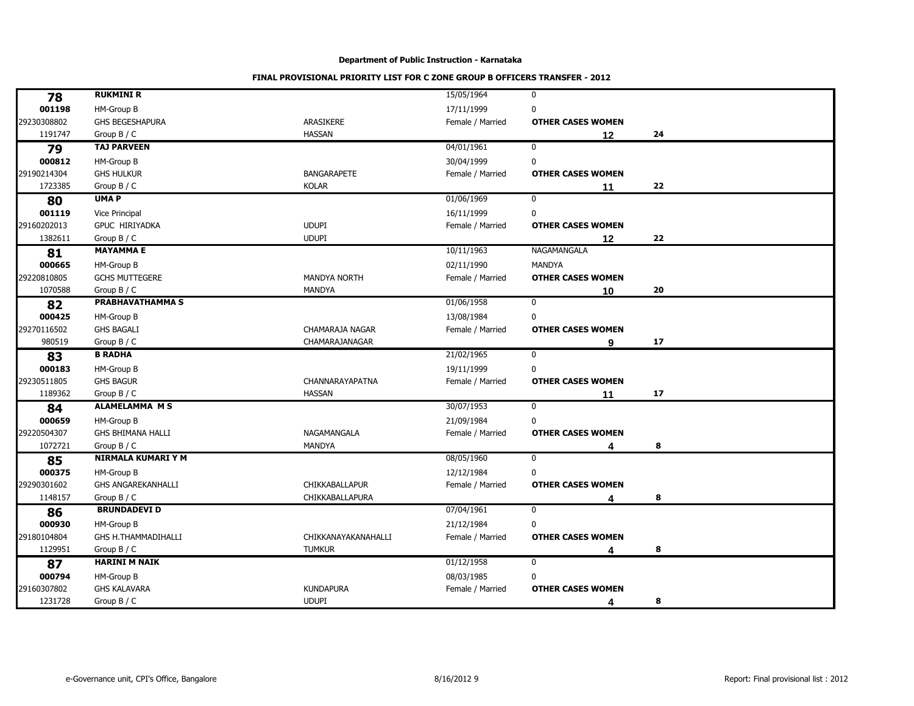**Department of Public Instruction - Karnataka**

**FINAL PROVISIONAL PRIORITY LIST FOR C ZONE GROUP B OFFICERS TRANSFER - 2012**

| | | | | | |
|---|---|---|---|---|---|
| **78** | **RUKMINI R** | | 15/05/1964 | 0 | |
| **001198** | HM-Group B | | 17/11/1999 | 0 | |
| 29230308802 | GHS BEGESHAPURA | ARASIKERE | Female / Married | **OTHER CASES WOMEN** | |
| 1191747 | Group B / C | HASSAN | | **12** | **24** |
| **79** | **TAJ PARVEEN** | | 04/01/1961 | 0 | |
| **000812** | HM-Group B | | 30/04/1999 | 0 | |
| 29190214304 | GHS HULKUR | BANGARAPETE | Female / Married | **OTHER CASES WOMEN** | |
| 1723385 | Group B / C | KOLAR | | **11** | **22** |
| **80** | **UMA P** | | 01/06/1969 | 0 | |
| **001119** | Vice Principal | | 16/11/1999 | 0 | |
| 29160202013 | GPUC HIRIYADKA | UDUPI | Female / Married | **OTHER CASES WOMEN** | |
| 1382611 | Group B / C | UDUPI | | **12** | **22** |
| **81** | **MAYAMMA E** | | 10/11/1963 | NAGAMANGALA | |
| **000665** | HM-Group B | | 02/11/1990 | MANDYA | |
| 29220810805 | GCHS MUTTEGERE | MANDYA NORTH | Female / Married | **OTHER CASES WOMEN** | |
| 1070588 | Group B / C | MANDYA | | **10** | **20** |
| **82** | **PRABHAVATHAMMA S** | | 01/06/1958 | 0 | |
| **000425** | HM-Group B | | 13/08/1984 | 0 | |
| 29270116502 | GHS BAGALI | CHAMARAJA NAGAR | Female / Married | **OTHER CASES WOMEN** | |
| 980519 | Group B / C | CHAMARAJANAGAR | | **9** | **17** |
| **83** | **B RADHA** | | 21/02/1965 | 0 | |
| **000183** | HM-Group B | | 19/11/1999 | 0 | |
| 29230511805 | GHS BAGUR | CHANNARAYAPATNA | Female / Married | **OTHER CASES WOMEN** | |
| 1189362 | Group B / C | HASSAN | | **11** | **17** |
| **84** | **ALAMELAMMA M S** | | 30/07/1953 | 0 | |
| **000659** | HM-Group B | | 21/09/1984 | 0 | |
| 29220504307 | GHS BHIMANA HALLI | NAGAMANGALA | Female / Married | **OTHER CASES WOMEN** | |
| 1072721 | Group B / C | MANDYA | | **4** | **8** |
| **85** | **NIRMALA KUMARI Y M** | | 08/05/1960 | 0 | |
| **000375** | HM-Group B | | 12/12/1984 | 0 | |
| 29290301602 | GHS ANGAREKANHALLI | CHIKKABALLAPUR | Female / Married | **OTHER CASES WOMEN** | |
| 1148157 | Group B / C | CHIKKABALLAPURA | | **4** | **8** |
| **86** | **BRUNDADEVI D** | | 07/04/1961 | 0 | |
| **000930** | HM-Group B | | 21/12/1984 | 0 | |
| 29180104804 | GHS H.THAMMADIHALLI | CHIKKANAYAKANAHALLI | Female / Married | **OTHER CASES WOMEN** | |
| 1129951 | Group B / C | TUMKUR | | **4** | **8** |
| **87** | **HARINI M NAIK** | | 01/12/1958 | 0 | |
| **000794** | HM-Group B | | 08/03/1985 | 0 | |
| 29160307802 | GHS KALAVARA | KUNDAPURA | Female / Married | **OTHER CASES WOMEN** | |
| 1231728 | Group B / C | UDUPI | | **4** | **8** |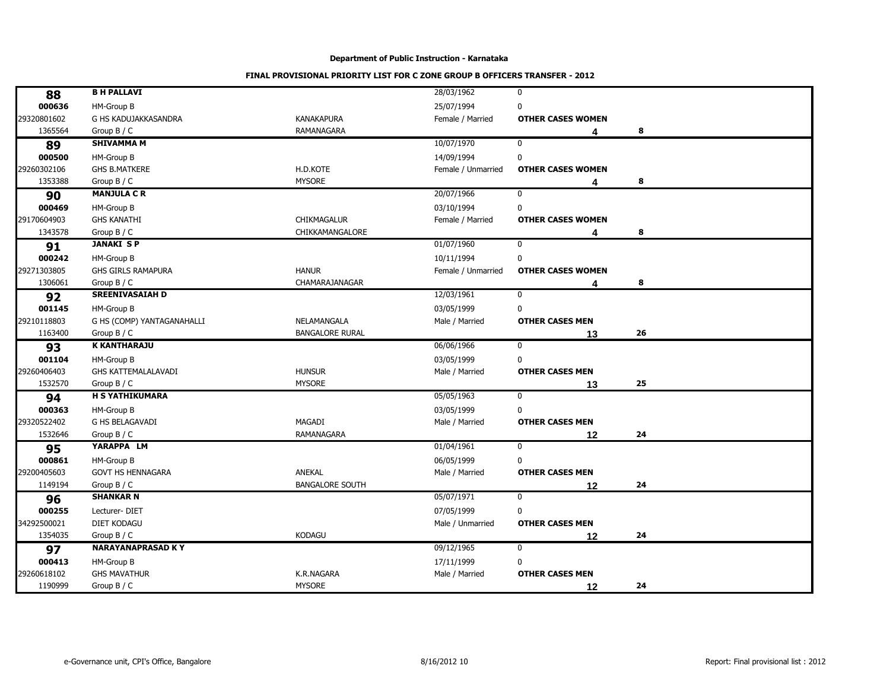**Department of Public Instruction - Karnataka**

**FINAL PROVISIONAL PRIORITY LIST FOR C ZONE GROUP B OFFICERS TRANSFER - 2012**

| | | | | | |
|---|---|---|---|---|---|
| **88** | **B H PALLAVI** | | 28/03/1962 | 0 | |
| **000636** | HM-Group B | | 25/07/1994 | 0 | |
| 29320801602 | G HS KADUJAKKASANDRA | KANAKAPURA | Female / Married | **OTHER CASES WOMEN** | |
| 1365564 | Group B / C | RAMANAGARA | | **4** | **8** |
| **89** | **SHIVAMMA M** | | 10/07/1970 | 0 | |
| **000500** | HM-Group B | | 14/09/1994 | 0 | |
| 29260302106 | GHS B.MATKERE | H.D.KOTE | Female / Unmarried | **OTHER CASES WOMEN** | |
| 1353388 | Group B / C | MYSORE | | **4** | **8** |
| **90** | **MANJULA C R** | | 20/07/1966 | 0 | |
| **000469** | HM-Group B | | 03/10/1994 | 0 | |
| 29170604903 | GHS KANATHI | CHIKMAGALUR | Female / Married | **OTHER CASES WOMEN** | |
| 1343578 | Group B / C | CHIKKAMANGALORE | | **4** | **8** |
| **91** | **JANAKI S P** | | 01/07/1960 | 0 | |
| **000242** | HM-Group B | | 10/11/1994 | 0 | |
| 29271303805 | GHS GIRLS RAMAPURA | HANUR | Female / Unmarried | **OTHER CASES WOMEN** | |
| 1306061 | Group B / C | CHAMARAJANAGAR | | **4** | **8** |
| **92** | **SREENIVASAIAH D** | | 12/03/1961 | 0 | |
| **001145** | HM-Group B | | 03/05/1999 | 0 | |
| 29210118803 | G HS (COMP) YANTAGANAHALLI | NELAMANGALA | Male / Married | **OTHER CASES MEN** | |
| 1163400 | Group B / C | BANGALORE RURAL | | **13** | **26** |
| **93** | **K KANTHARAJU** | | 06/06/1966 | 0 | |
| **001104** | HM-Group B | | 03/05/1999 | 0 | |
| 29260406403 | GHS KATTEMALALAVADI | HUNSUR | Male / Married | **OTHER CASES MEN** | |
| 1532570 | Group B / C | MYSORE | | **13** | **25** |
| **94** | **H S YATHIKUMARA** | | 05/05/1963 | 0 | |
| **000363** | HM-Group B | | 03/05/1999 | 0 | |
| 29320522402 | G HS BELAGAVADI | MAGADI | Male / Married | **OTHER CASES MEN** | |
| 1532646 | Group B / C | RAMANAGARA | | **12** | **24** |
| **95** | **YARAPPA LM** | | 01/04/1961 | 0 | |
| **000861** | HM-Group B | | 06/05/1999 | 0 | |
| 29200405603 | GOVT HS HENNAGARA | ANEKAL | Male / Married | **OTHER CASES MEN** | |
| 1149194 | Group B / C | BANGALORE SOUTH | | **12** | **24** |
| **96** | **SHANKAR N** | | 05/07/1971 | 0 | |
| **000255** | Lecturer- DIET | | 07/05/1999 | 0 | |
| 34292500021 | DIET KODAGU | | Male / Unmarried | **OTHER CASES MEN** | |
| 1354035 | Group B / C | KODAGU | | **12** | **24** |
| **97** | **NARAYANAPRASAD K Y** | | 09/12/1965 | 0 | |
| **000413** | HM-Group B | | 17/11/1999 | 0 | |
| 29260618102 | GHS MAVATHUR | K.R.NAGARA | Male / Married | **OTHER CASES MEN** | |
| 1190999 | Group B / C | MYSORE | | **12** | **24** |

e-Governance unit, CPI's Office, Bangalore | 8/16/2012 | Report: Final provisional list : 2012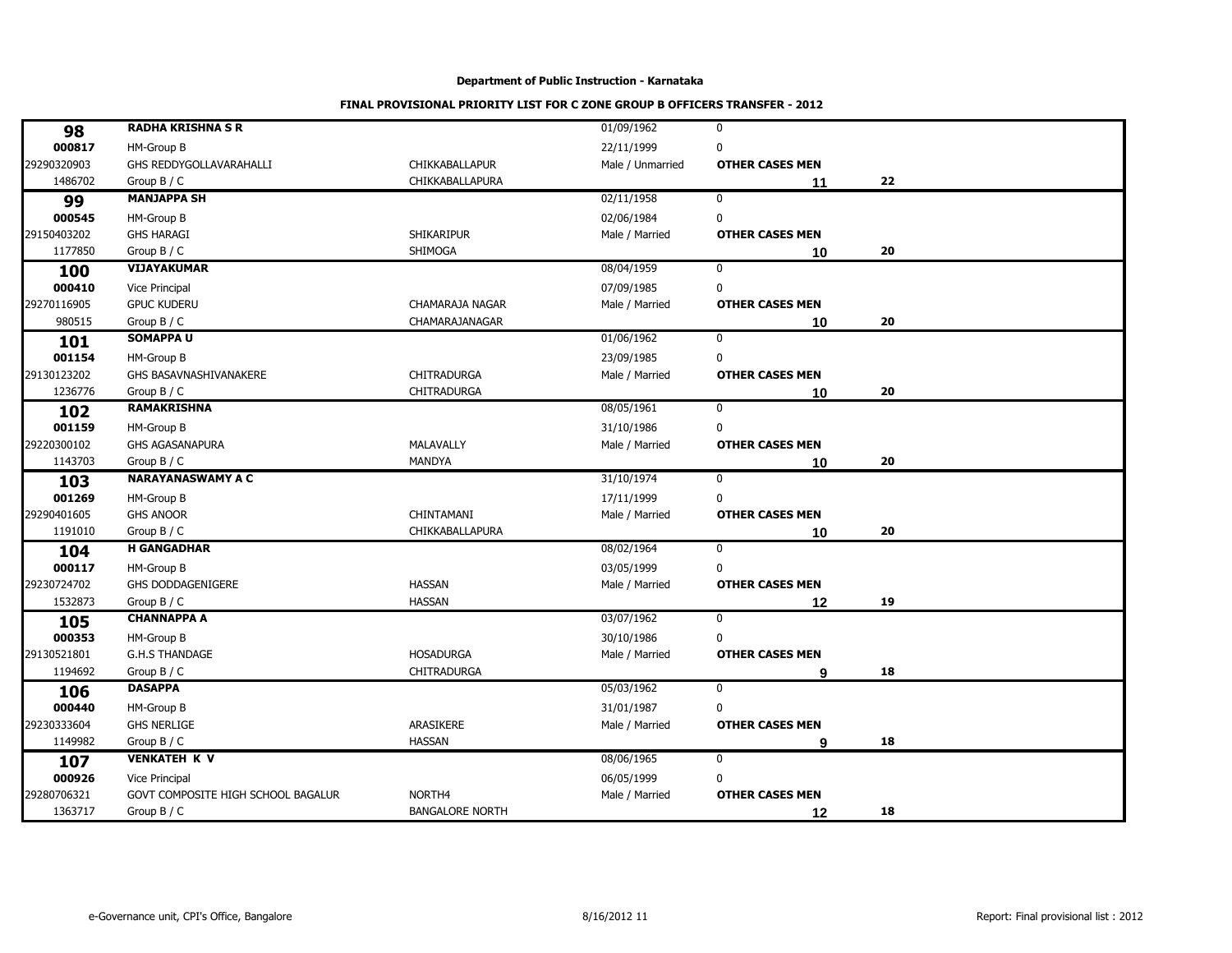**Department of Public Instruction - Karnataka**

**FINAL PROVISIONAL PRIORITY LIST FOR C ZONE GROUP B OFFICERS TRANSFER - 2012**

| | | | | | |
|---|---|---|---|---|---|
| **98** | **RADHA KRISHNA S R** | | 01/09/1962 | 0 | |
| **000817** | HM-Group B | | 22/11/1999 | 0 | |
| 29290320903 | GHS REDDYGOLLAVARAHALLI | CHIKKABALLAPUR | Male / Unmarried | **OTHER CASES MEN** | |
| 1486702 | Group B / C | CHIKKABALLAPURA | | **11** | **22** |
| **99** | **MANJAPPA SH** | | 02/11/1958 | 0 | |
| **000545** | HM-Group B | | 02/06/1984 | 0 | |
| 29150403202 | GHS HARAGI | SHIKARIPUR | Male / Married | **OTHER CASES MEN** | |
| 1177850 | Group B / C | SHIMOGA | | **10** | **20** |
| **100** | **VIJAYAKUMAR** | | 08/04/1959 | 0 | |
| **000410** | Vice Principal | | 07/09/1985 | 0 | |
| 29270116905 | GPUC KUDERU | CHAMARAJA NAGAR | Male / Married | **OTHER CASES MEN** | |
| 980515 | Group B / C | CHAMARAJANAGAR | | **10** | **20** |
| **101** | **SOMAPPA U** | | 01/06/1962 | 0 | |
| **001154** | HM-Group B | | 23/09/1985 | 0 | |
| 29130123202 | GHS BASAVNASHIVANAKERE | CHITRADURGA | Male / Married | **OTHER CASES MEN** | |
| 1236776 | Group B / C | CHITRADURGA | | **10** | **20** |
| **102** | **RAMAKRISHNA** | | 08/05/1961 | 0 | |
| **001159** | HM-Group B | | 31/10/1986 | 0 | |
| 29220300102 | GHS AGASANAPURA | MALAVALLY | Male / Married | **OTHER CASES MEN** | |
| 1143703 | Group B / C | MANDYA | | **10** | **20** |
| **103** | **NARAYANASWAMY A C** | | 31/10/1974 | 0 | |
| **001269** | HM-Group B | | 17/11/1999 | 0 | |
| 29290401605 | GHS ANOOR | CHINTAMANI | Male / Married | **OTHER CASES MEN** | |
| 1191010 | Group B / C | CHIKKABALLAPURA | | **10** | **20** |
| **104** | **H GANGADHAR** | | 08/02/1964 | 0 | |
| **000117** | HM-Group B | | 03/05/1999 | 0 | |
| 29230724702 | GHS DODDAGENIGERE | HASSAN | Male / Married | **OTHER CASES MEN** | |
| 1532873 | Group B / C | HASSAN | | **12** | **19** |
| **105** | **CHANNAPPA A** | | 03/07/1962 | 0 | |
| **000353** | HM-Group B | | 30/10/1986 | 0 | |
| 29130521801 | G.H.S THANDAGE | HOSADURGA | Male / Married | **OTHER CASES MEN** | |
| 1194692 | Group B / C | CHITRADURGA | | **9** | **18** |
| **106** | **DASAPPA** | | 05/03/1962 | 0 | |
| **000440** | HM-Group B | | 31/01/1987 | 0 | |
| 29230333604 | GHS NERLIGE | ARASIKERE | Male / Married | **OTHER CASES MEN** | |
| 1149982 | Group B / C | HASSAN | | **9** | **18** |
| **107** | **VENKATEH K V** | | 08/06/1965 | 0 | |
| **000926** | Vice Principal | | 06/05/1999 | 0 | |
| 29280706321 | GOVT COMPOSITE HIGH SCHOOL BAGALUR | NORTH4 | Male / Married | **OTHER CASES MEN** | |
| 1363717 | Group B / C | BANGALORE NORTH | | **12** | **18** |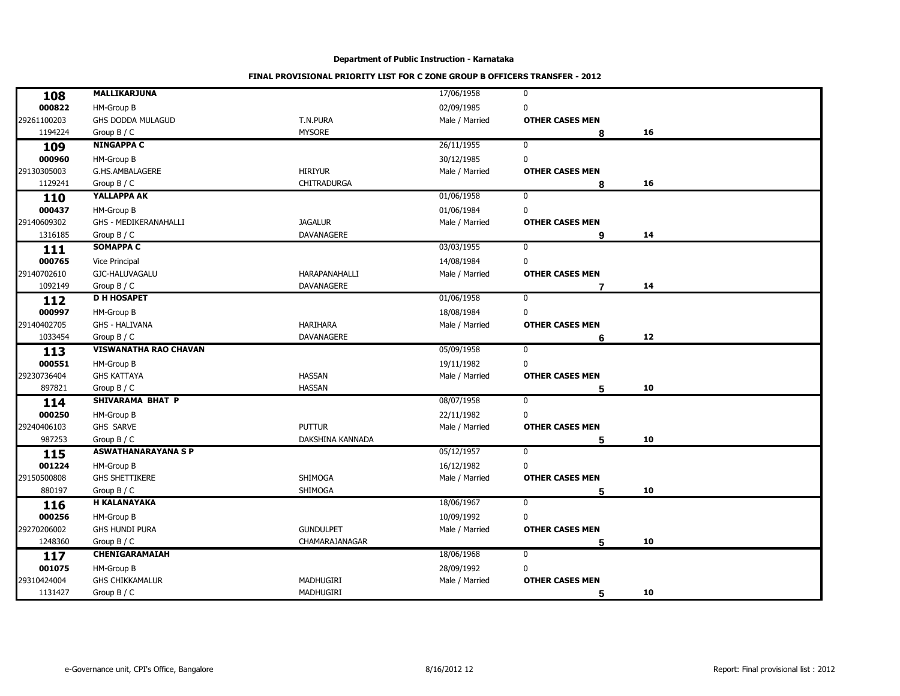**Department of Public Instruction - Karnataka**

**FINAL PROVISIONAL PRIORITY LIST FOR C ZONE GROUP B OFFICERS TRANSFER - 2012**

| | | | | | |
|---|---|---|---|---|---|
| **108** | **MALLIKARJUNA** | | 17/06/1958 | 0 | |
| **000822** | HM-Group B | | 02/09/1985 | 0 | |
| 29261100203 | GHS DODDA MULAGUD | T.N.PURA | Male / Married | **OTHER CASES MEN** | |
| 1194224 | Group B / C | MYSORE | | **8** | **16** |
| **109** | **NINGAPPA C** | | 26/11/1955 | 0 | |
| **000960** | HM-Group B | | 30/12/1985 | 0 | |
| 29130305003 | G.HS.AMBALAGERE | HIRIYUR | Male / Married | **OTHER CASES MEN** | |
| 1129241 | Group B / C | CHITRADURGA | | **8** | **16** |
| **110** | **YALLAPPA AK** | | 01/06/1958 | 0 | |
| **000437** | HM-Group B | | 01/06/1984 | 0 | |
| 29140609302 | GHS - MEDIKERANAHALLI | JAGALUR | Male / Married | **OTHER CASES MEN** | |
| 1316185 | Group B / C | DAVANAGERE | | **9** | **14** |
| **111** | **SOMAPPA C** | | 03/03/1955 | 0 | |
| **000765** | Vice Principal | | 14/08/1984 | 0 | |
| 29140702610 | GJC-HALUVAGALU | HARAPANAHALLI | Male / Married | **OTHER CASES MEN** | |
| 1092149 | Group B / C | DAVANAGERE | | **7** | **14** |
| **112** | **D H HOSAPET** | | 01/06/1958 | 0 | |
| **000997** | HM-Group B | | 18/08/1984 | 0 | |
| 29140402705 | GHS - HALIVANA | HARIHARA | Male / Married | **OTHER CASES MEN** | |
| 1033454 | Group B / C | DAVANAGERE | | **6** | **12** |
| **113** | **VISWANATHA RAO CHAVAN** | | 05/09/1958 | 0 | |
| **000551** | HM-Group B | | 19/11/1982 | 0 | |
| 29230736404 | GHS KATTAYA | HASSAN | Male / Married | **OTHER CASES MEN** | |
| 897821 | Group B / C | HASSAN | | **5** | **10** |
| **114** | **SHIVARAMA BHAT P** | | 08/07/1958 | 0 | |
| **000250** | HM-Group B | | 22/11/1982 | 0 | |
| 29240406103 | GHS SARVE | PUTTUR | Male / Married | **OTHER CASES MEN** | |
| 987253 | Group B / C | DAKSHINA KANNADA | | **5** | **10** |
| **115** | **ASWATHANARAYANA S P** | | 05/12/1957 | 0 | |
| **001224** | HM-Group B | | 16/12/1982 | 0 | |
| 29150500808 | GHS SHETTIKERE | SHIMOGA | Male / Married | **OTHER CASES MEN** | |
| 880197 | Group B / C | SHIMOGA | | **5** | **10** |
| **116** | **H KALANAYAKA** | | 18/06/1967 | 0 | |
| **000256** | HM-Group B | | 10/09/1992 | 0 | |
| 29270206002 | GHS HUNDI PURA | GUNDULPET | Male / Married | **OTHER CASES MEN** | |
| 1248360 | Group B / C | CHAMARAJANAGAR | | **5** | **10** |
| **117** | **CHENIGARAMAIAH** | | 18/06/1968 | 0 | |
| **001075** | HM-Group B | | 28/09/1992 | 0 | |
| 29310424004 | GHS CHIKKAMALUR | MADHUGIRI | Male / Married | **OTHER CASES MEN** | |
| 1131427 | Group B / C | MADHUGIRI | | **5** | **10** |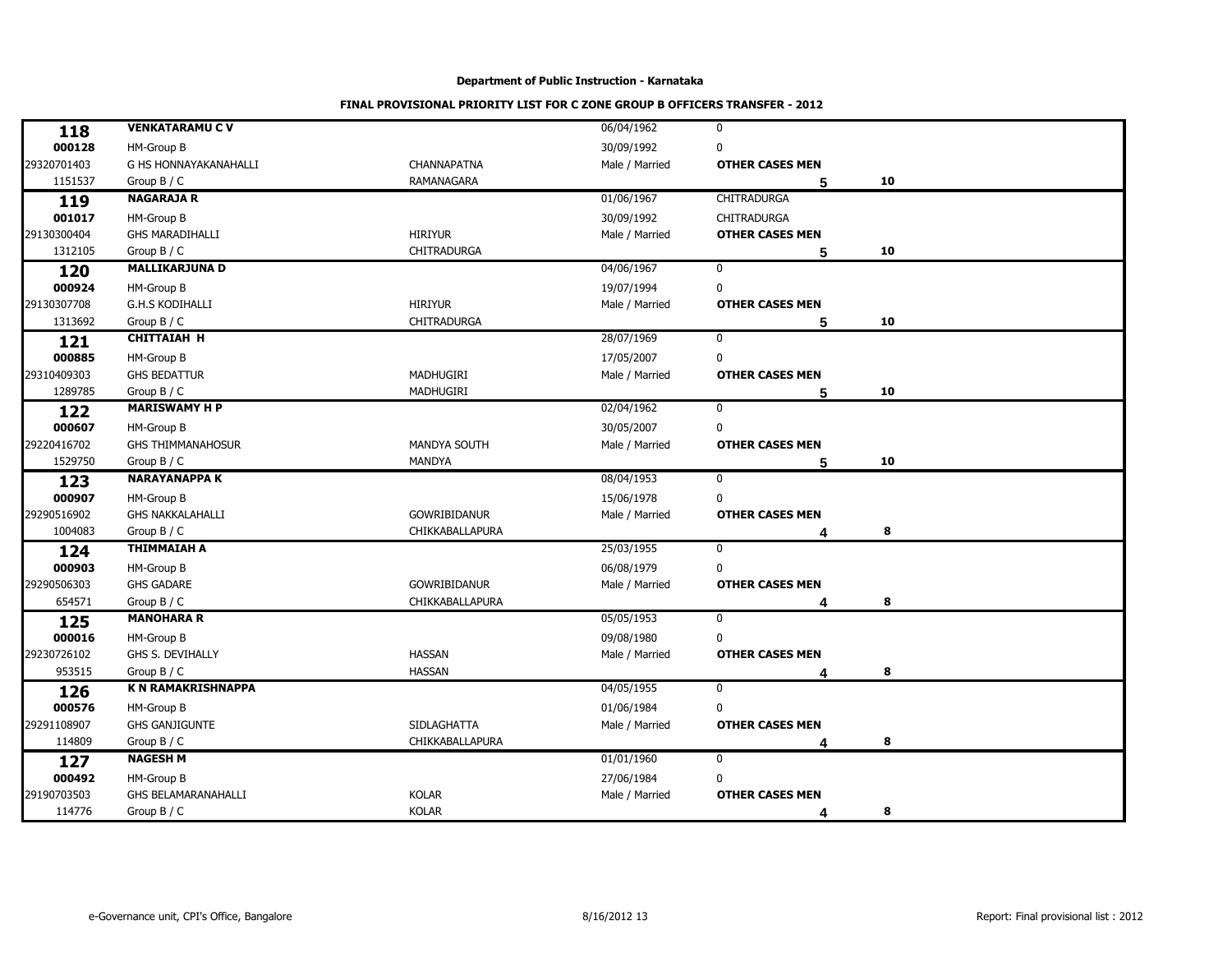**Department of Public Instruction - Karnataka**

**FINAL PROVISIONAL PRIORITY LIST FOR C ZONE GROUP B OFFICERS TRANSFER - 2012**

| | | | | | |
|---|---|---|---|---|---|
| **118** | **VENKATARAMU C V** | | 06/04/1962 | 0 | |
| **000128** | HM-Group B | | 30/09/1992 | 0 | |
| 29320701403 | G HS HONNAYAKANAHALLI | CHANNAPATNA | Male / Married | **OTHER CASES MEN** | |
| 1151537 | Group B / C | RAMANAGARA | | **5** | **10** |
| **119** | **NAGARAJA R** | | 01/06/1967 | CHITRADURGA | |
| **001017** | HM-Group B | | 30/09/1992 | CHITRADURGA | |
| 29130300404 | GHS MARADIHALLI | HIRIYUR | Male / Married | **OTHER CASES MEN** | |
| 1312105 | Group B / C | CHITRADURGA | | **5** | **10** |
| **120** | **MALLIKARJUNA D** | | 04/06/1967 | 0 | |
| **000924** | HM-Group B | | 19/07/1994 | 0 | |
| 29130307708 | G.H.S KODIHALLI | HIRIYUR | Male / Married | **OTHER CASES MEN** | |
| 1313692 | Group B / C | CHITRADURGA | | **5** | **10** |
| **121** | **CHITTAIAH H** | | 28/07/1969 | 0 | |
| **000885** | HM-Group B | | 17/05/2007 | 0 | |
| 29310409303 | GHS BEDATTUR | MADHUGIRI | Male / Married | **OTHER CASES MEN** | |
| 1289785 | Group B / C | MADHUGIRI | | **5** | **10** |
| **122** | **MARISWAMY H P** | | 02/04/1962 | 0 | |
| **000607** | HM-Group B | | 30/05/2007 | 0 | |
| 29220416702 | GHS THIMMANAHOSUR | MANDYA SOUTH | Male / Married | **OTHER CASES MEN** | |
| 1529750 | Group B / C | MANDYA | | **5** | **10** |
| **123** | **NARAYANAPPA K** | | 08/04/1953 | 0 | |
| **000907** | HM-Group B | | 15/06/1978 | 0 | |
| 29290516902 | GHS NAKKALAHALLI | GOWRIBIDANUR | Male / Married | **OTHER CASES MEN** | |
| 1004083 | Group B / C | CHIKKABALLAPURA | | **4** | **8** |
| **124** | **THIMMAIAH A** | | 25/03/1955 | 0 | |
| **000903** | HM-Group B | | 06/08/1979 | 0 | |
| 29290506303 | GHS GADARE | GOWRIBIDANUR | Male / Married | **OTHER CASES MEN** | |
| 654571 | Group B / C | CHIKKABALLAPURA | | **4** | **8** |
| **125** | **MANOHARA R** | | 05/05/1953 | 0 | |
| **000016** | HM-Group B | | 09/08/1980 | 0 | |
| 29230726102 | GHS S. DEVIHALLY | HASSAN | Male / Married | **OTHER CASES MEN** | |
| 953515 | Group B / C | HASSAN | | **4** | **8** |
| **126** | **K N RAMAKRISHNAPPA** | | 04/05/1955 | 0 | |
| **000576** | HM-Group B | | 01/06/1984 | 0 | |
| 29291108907 | GHS GANJIGUNTE | SIDLAGHATTA | Male / Married | **OTHER CASES MEN** | |
| 114809 | Group B / C | CHIKKABALLAPURA | | **4** | **8** |
| **127** | **NAGESH M** | | 01/01/1960 | 0 | |
| **000492** | HM-Group B | | 27/06/1984 | 0 | |
| 29190703503 | GHS BELAMARANAHALLI | KOLAR | Male / Married | **OTHER CASES MEN** | |
| 114776 | Group B / C | KOLAR | | **4** | **8** |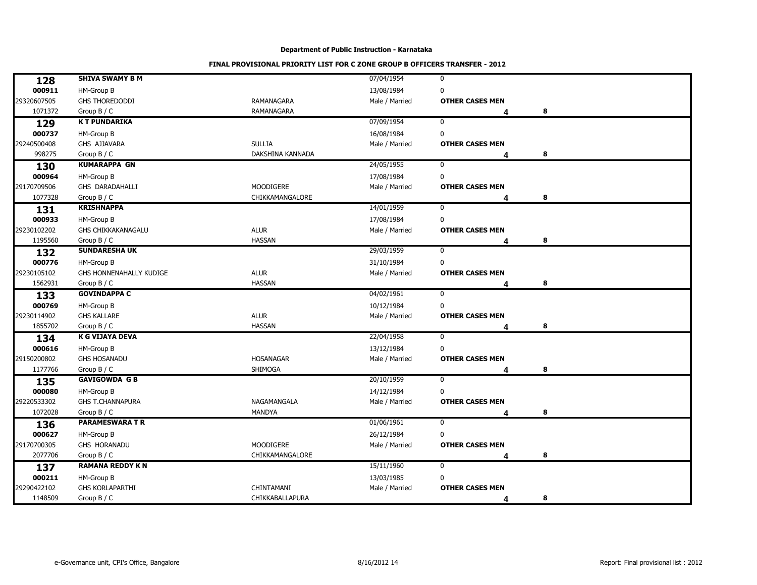**Department of Public Instruction - Karnataka**

**FINAL PROVISIONAL PRIORITY LIST FOR C ZONE GROUP B OFFICERS TRANSFER - 2012**

| | | | | | |
|---|---|---|---|---|---|
| **128** | **SHIVA SWAMY B M** | | 07/04/1954 | 0 | |
| **000911** | HM-Group B | | 13/08/1984 | 0 | |
| 29320607505 | GHS THOREDODDI | RAMANAGARA | Male / Married | **OTHER CASES MEN** | |
| 1071372 | Group B / C | RAMANAGARA | | **4** | **8** |
| **129** | **K T PUNDARIKA** | | 07/09/1954 | 0 | |
| **000737** | HM-Group B | | 16/08/1984 | 0 | |
| 29240500408 | GHS AJJAVARA | SULLIA | Male / Married | **OTHER CASES MEN** | |
| 998275 | Group B / C | DAKSHINA KANNADA | | **4** | **8** |
| **130** | **KUMARAPPA GN** | | 24/05/1955 | 0 | |
| **000964** | HM-Group B | | 17/08/1984 | 0 | |
| 29170709506 | GHS DARADAHALLI | MOODIGERE | Male / Married | **OTHER CASES MEN** | |
| 1077328 | Group B / C | CHIKKAMANGALORE | | **4** | **8** |
| **131** | **KRISHNAPPA** | | 14/01/1959 | 0 | |
| **000933** | HM-Group B | | 17/08/1984 | 0 | |
| 29230102202 | GHS CHIKKAKANAGALU | ALUR | Male / Married | **OTHER CASES MEN** | |
| 1195560 | Group B / C | HASSAN | | **4** | **8** |
| **132** | **SUNDARESHA UK** | | 29/03/1959 | 0 | |
| **000776** | HM-Group B | | 31/10/1984 | 0 | |
| 29230105102 | GHS HONNENAHALLY KUDIGE | ALUR | Male / Married | **OTHER CASES MEN** | |
| 1562931 | Group B / C | HASSAN | | **4** | **8** |
| **133** | **GOVINDAPPA C** | | 04/02/1961 | 0 | |
| **000769** | HM-Group B | | 10/12/1984 | 0 | |
| 29230114902 | GHS KALLARE | ALUR | Male / Married | **OTHER CASES MEN** | |
| 1855702 | Group B / C | HASSAN | | **4** | **8** |
| **134** | **K G VIJAYA DEVA** | | 22/04/1958 | 0 | |
| **000616** | HM-Group B | | 13/12/1984 | 0 | |
| 29150200802 | GHS HOSANADU | HOSANAGAR | Male / Married | **OTHER CASES MEN** | |
| 1177766 | Group B / C | SHIMOGA | | **4** | **8** |
| **135** | **GAVIGOWDA G B** | | 20/10/1959 | 0 | |
| **000080** | HM-Group B | | 14/12/1984 | 0 | |
| 29220533302 | GHS T.CHANNAPURA | NAGAMANGALA | Male / Married | **OTHER CASES MEN** | |
| 1072028 | Group B / C | MANDYA | | **4** | **8** |
| **136** | **PARAMESWARA T R** | | 01/06/1961 | 0 | |
| **000627** | HM-Group B | | 26/12/1984 | 0 | |
| 29170700305 | GHS HORANADU | MOODIGERE | Male / Married | **OTHER CASES MEN** | |
| 2077706 | Group B / C | CHIKKAMANGALORE | | **4** | **8** |
| **137** | **RAMANA REDDY K N** | | 15/11/1960 | 0 | |
| **000211** | HM-Group B | | 13/03/1985 | 0 | |
| 29290422102 | GHS KORLAPARTHI | CHINTAMANI | Male / Married | **OTHER CASES MEN** | |
| 1148509 | Group B / C | CHIKKABALLAPURA | | **4** | **8** |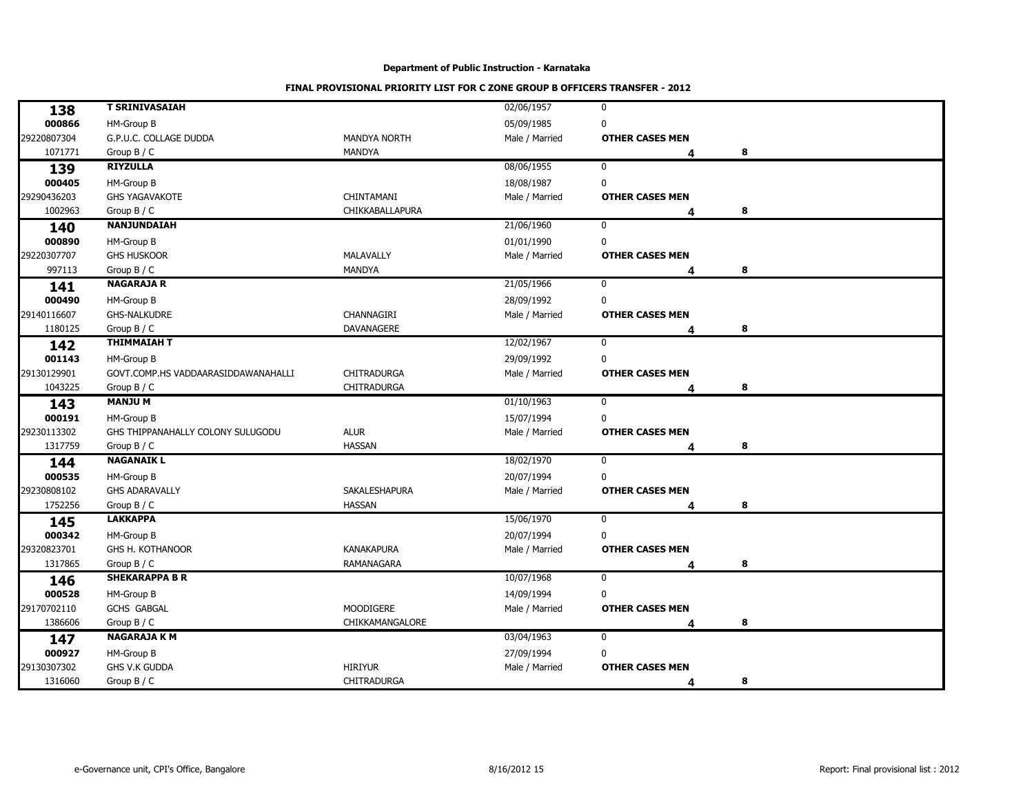**Department of Public Instruction - Karnataka**

**FINAL PROVISIONAL PRIORITY LIST FOR C ZONE GROUP B OFFICERS TRANSFER - 2012**

| | | | | | |
|---|---|---|---|---|---|
| **138** | **T SRINIVASAIAH** | | 02/06/1957 | 0 | |
| **000866** | HM-Group B | | 05/09/1985 | 0 | |
| 29220807304 | G.P.U.C. COLLAGE DUDDA | MANDYA NORTH | Male / Married | **OTHER CASES MEN** | |
| 1071771 | Group B / C | MANDYA | | **4** | **8** |
| **139** | **RIYZULLA** | | 08/06/1955 | 0 | |
| **000405** | HM-Group B | | 18/08/1987 | 0 | |
| 29290436203 | GHS YAGAVAKOTE | CHINTAMANI | Male / Married | **OTHER CASES MEN** | |
| 1002963 | Group B / C | CHIKKABALLAPURA | | **4** | **8** |
| **140** | **NANJUNDAIAH** | | 21/06/1960 | 0 | |
| **000890** | HM-Group B | | 01/01/1990 | 0 | |
| 29220307707 | GHS HUSKOOR | MALAVALLY | Male / Married | **OTHER CASES MEN** | |
| 997113 | Group B / C | MANDYA | | **4** | **8** |
| **141** | **NAGARAJA R** | | 21/05/1966 | 0 | |
| **000490** | HM-Group B | | 28/09/1992 | 0 | |
| 29140116607 | GHS-NALKUDRE | CHANNAGIRI | Male / Married | **OTHER CASES MEN** | |
| 1180125 | Group B / C | DAVANAGERE | | **4** | **8** |
| **142** | **THIMMAIAH T** | | 12/02/1967 | 0 | |
| **001143** | HM-Group B | | 29/09/1992 | 0 | |
| 29130129901 | GOVT.COMP.HS VADDAARASIDDAWANAHALLI | CHITRADURGA | Male / Married | **OTHER CASES MEN** | |
| 1043225 | Group B / C | CHITRADURGA | | **4** | **8** |
| **143** | **MANJU M** | | 01/10/1963 | 0 | |
| **000191** | HM-Group B | | 15/07/1994 | 0 | |
| 29230113302 | GHS THIPPANAHALLY COLONY SULUGODU | ALUR | Male / Married | **OTHER CASES MEN** | |
| 1317759 | Group B / C | HASSAN | | **4** | **8** |
| **144** | **NAGANAIK L** | | 18/02/1970 | 0 | |
| **000535** | HM-Group B | | 20/07/1994 | 0 | |
| 29230808102 | GHS ADARAVALLY | SAKALESHAPURA | Male / Married | **OTHER CASES MEN** | |
| 1752256 | Group B / C | HASSAN | | **4** | **8** |
| **145** | **LAKKAPPA** | | 15/06/1970 | 0 | |
| **000342** | HM-Group B | | 20/07/1994 | 0 | |
| 29320823701 | GHS H. KOTHANOOR | KANAKAPURA | Male / Married | **OTHER CASES MEN** | |
| 1317865 | Group B / C | RAMANAGARA | | **4** | **8** |
| **146** | **SHEKARAPPA B R** | | 10/07/1968 | 0 | |
| **000528** | HM-Group B | | 14/09/1994 | 0 | |
| 29170702110 | GCHS GABGAL | MOODIGERE | Male / Married | **OTHER CASES MEN** | |
| 1386606 | Group B / C | CHIKKAMANGALORE | | **4** | **8** |
| **147** | **NAGARAJA K M** | | 03/04/1963 | 0 | |
| **000927** | HM-Group B | | 27/09/1994 | 0 | |
| 29130307302 | GHS V.K GUDDA | HIRIYUR | Male / Married | **OTHER CASES MEN** | |
| 1316060 | Group B / C | CHITRADURGA | | **4** | **8** |

e-Governance unit, CPI's Office, Bangalore 8/16/2012 15 Report: Final provisional list : 2012